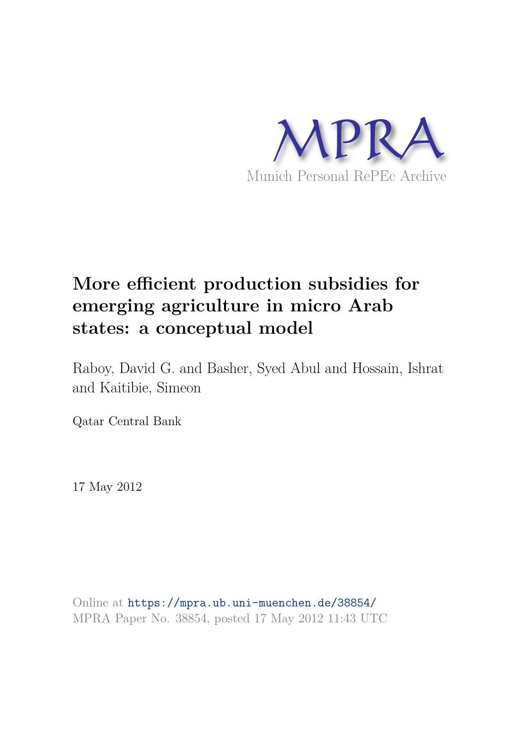MPRA

Munich Personal RePEc Archive

# More efficient production subsidies for emerging agriculture in micro Arab states: a conceptual model

Raboy, David G. and Basher, Syed Abul and Hossain, Ishrat and Kaitibie, Simeon

Qatar Central Bank

17 May 2012

Online at https://mpra.ub.uni-muenchen.de/38854/
MPRA Paper No. 38854, posted 17 May 2012 11:43 UTC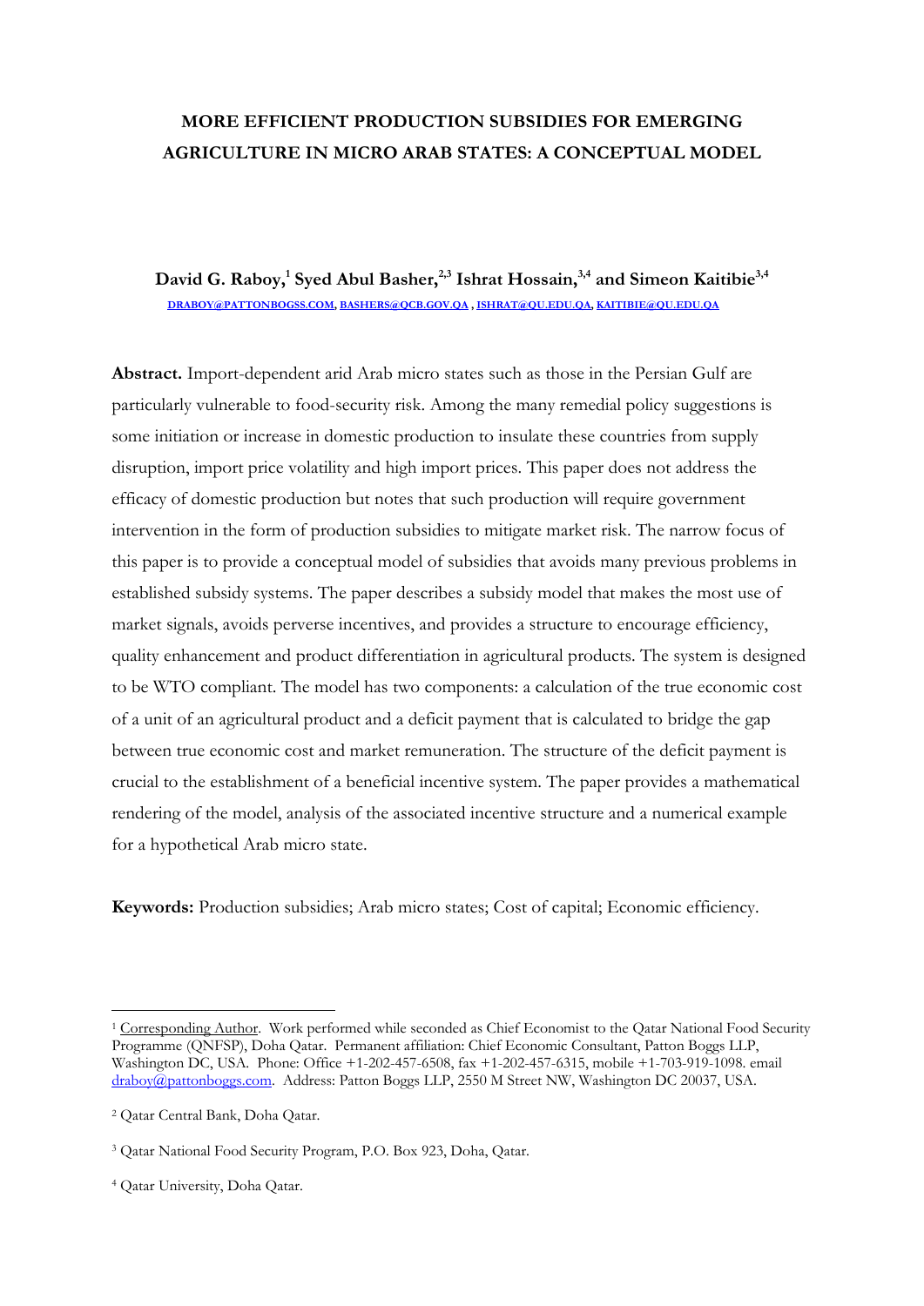# MORE EFFICIENT PRODUCTION SUBSIDIES FOR EMERGING AGRICULTURE IN MICRO ARAB STATES: A CONCEPTUAL MODEL

**David G. Raboy,[1] Syed Abul Basher,[2,3] Ishrat Hossain,[3,4] and Simeon Kaitibie[3,4]**

DRABOY@PATTONBOGSS.COM, BASHERS@QCB.GOV.QA , ISHRAT@QU.EDU.QA, KAITIBIE@QU.EDU.QA

**Abstract.** Import-dependent arid Arab micro states such as those in the Persian Gulf are particularly vulnerable to food-security risk. Among the many remedial policy suggestions is some initiation or increase in domestic production to insulate these countries from supply disruption, import price volatility and high import prices. This paper does not address the efficacy of domestic production but notes that such production will require government intervention in the form of production subsidies to mitigate market risk. The narrow focus of this paper is to provide a conceptual model of subsidies that avoids many previous problems in established subsidy systems. The paper describes a subsidy model that makes the most use of market signals, avoids perverse incentives, and provides a structure to encourage efficiency, quality enhancement and product differentiation in agricultural products. The system is designed to be WTO compliant. The model has two components: a calculation of the true economic cost of a unit of an agricultural product and a deficit payment that is calculated to bridge the gap between true economic cost and market remuneration. The structure of the deficit payment is crucial to the establishment of a beneficial incentive system. The paper provides a mathematical rendering of the model, analysis of the associated incentive structure and a numerical example for a hypothetical Arab micro state.

**Keywords:** Production subsidies; Arab micro states; Cost of capital; Economic efficiency.

---

[1] Corresponding Author. Work performed while seconded as Chief Economist to the Qatar National Food Security Programme (QNFSP), Doha Qatar. Permanent affiliation: Chief Economic Consultant, Patton Boggs LLP, Washington DC, USA. Phone: Office +1-202-457-6508, fax +1-202-457-6315, mobile +1-703-919-1098. email draboy@pattonboggs.com. Address: Patton Boggs LLP, 2550 M Street NW, Washington DC 20037, USA.

[2] Qatar Central Bank, Doha Qatar.

[3] Qatar National Food Security Program, P.O. Box 923, Doha, Qatar.

[4] Qatar University, Doha Qatar.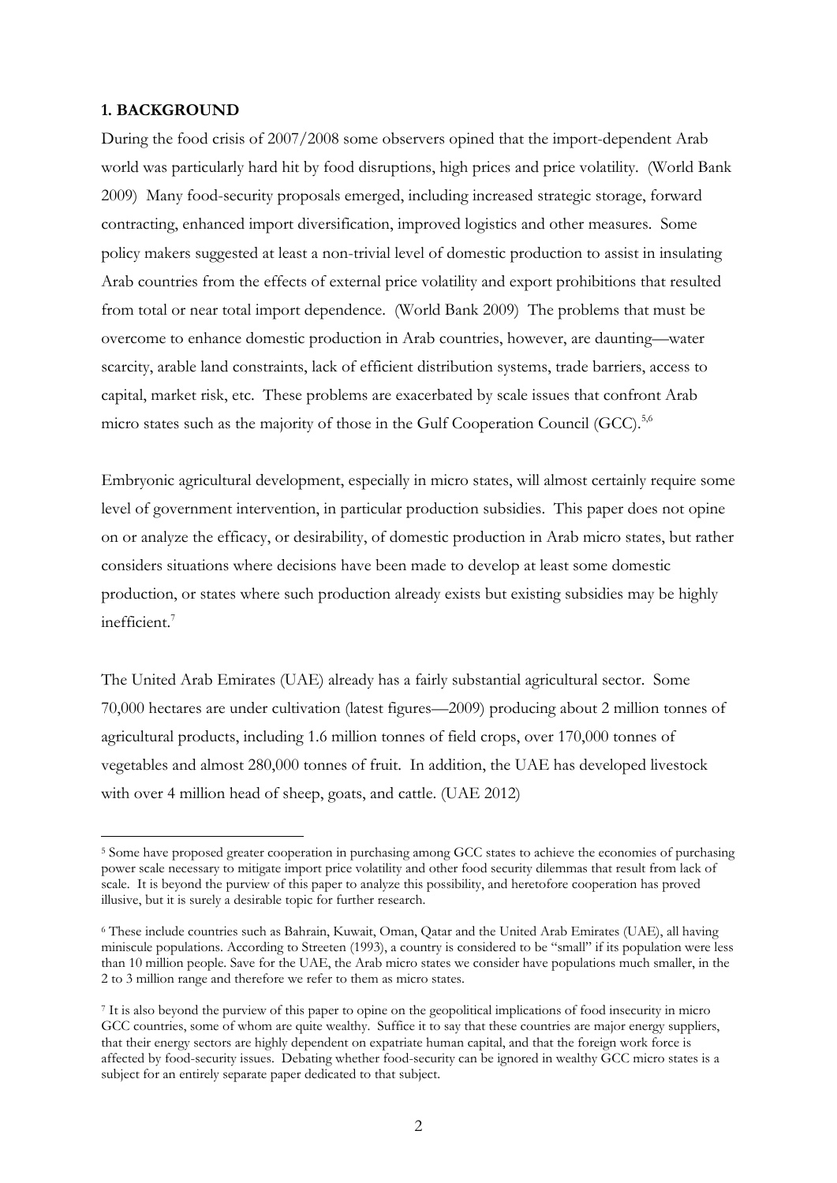## 1. BACKGROUND

During the food crisis of 2007/2008 some observers opined that the import-dependent Arab world was particularly hard hit by food disruptions, high prices and price volatility. (World Bank 2009) Many food-security proposals emerged, including increased strategic storage, forward contracting, enhanced import diversification, improved logistics and other measures. Some policy makers suggested at least a non-trivial level of domestic production to assist in insulating Arab countries from the effects of external price volatility and export prohibitions that resulted from total or near total import dependence. (World Bank 2009) The problems that must be overcome to enhance domestic production in Arab countries, however, are daunting—water scarcity, arable land constraints, lack of efficient distribution systems, trade barriers, access to capital, market risk, etc. These problems are exacerbated by scale issues that confront Arab micro states such as the majority of those in the Gulf Cooperation Council (GCC).[5,6]

Embryonic agricultural development, especially in micro states, will almost certainly require some level of government intervention, in particular production subsidies. This paper does not opine on or analyze the efficacy, or desirability, of domestic production in Arab micro states, but rather considers situations where decisions have been made to develop at least some domestic production, or states where such production already exists but existing subsidies may be highly inefficient.[7]

The United Arab Emirates (UAE) already has a fairly substantial agricultural sector. Some 70,000 hectares are under cultivation (latest figures—2009) producing about 2 million tonnes of agricultural products, including 1.6 million tonnes of field crops, over 170,000 tonnes of vegetables and almost 280,000 tonnes of fruit. In addition, the UAE has developed livestock with over 4 million head of sheep, goats, and cattle. (UAE 2012)

---

[5] Some have proposed greater cooperation in purchasing among GCC states to achieve the economies of purchasing power scale necessary to mitigate import price volatility and other food security dilemmas that result from lack of scale. It is beyond the purview of this paper to analyze this possibility, and heretofore cooperation has proved illusive, but it is surely a desirable topic for further research.

[6] These include countries such as Bahrain, Kuwait, Oman, Qatar and the United Arab Emirates (UAE), all having miniscule populations. According to Streeten (1993), a country is considered to be "small" if its population were less than 10 million people. Save for the UAE, the Arab micro states we consider have populations much smaller, in the 2 to 3 million range and therefore we refer to them as micro states.

[7] It is also beyond the purview of this paper to opine on the geopolitical implications of food insecurity in micro GCC countries, some of whom are quite wealthy. Suffice it to say that these countries are major energy suppliers, that their energy sectors are highly dependent on expatriate human capital, and that the foreign work force is affected by food-security issues. Debating whether food-security can be ignored in wealthy GCC micro states is a subject for an entirely separate paper dedicated to that subject.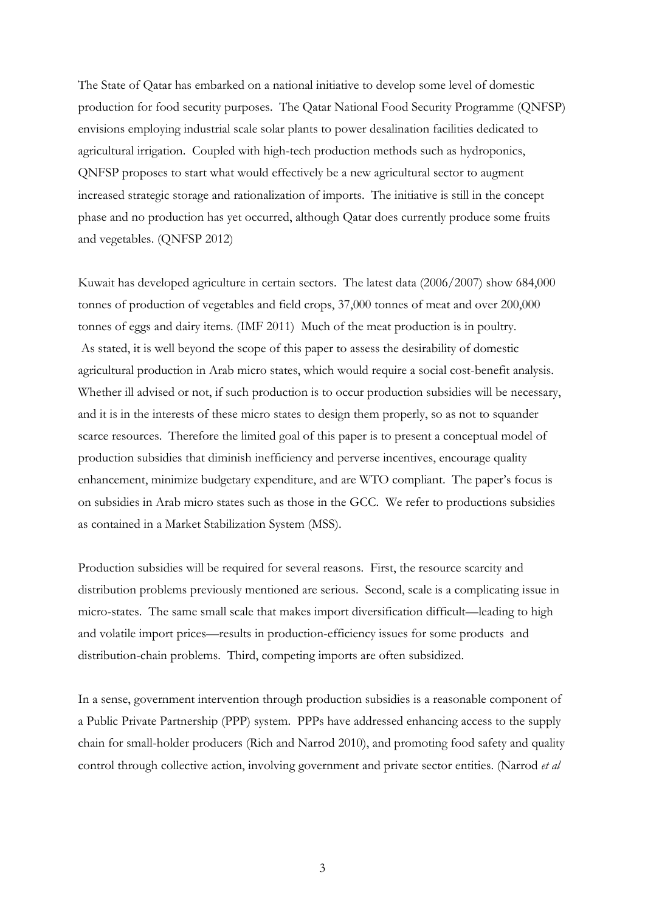The State of Qatar has embarked on a national initiative to develop some level of domestic production for food security purposes. The Qatar National Food Security Programme (QNFSP) envisions employing industrial scale solar plants to power desalination facilities dedicated to agricultural irrigation. Coupled with high-tech production methods such as hydroponics, QNFSP proposes to start what would effectively be a new agricultural sector to augment increased strategic storage and rationalization of imports. The initiative is still in the concept phase and no production has yet occurred, although Qatar does currently produce some fruits and vegetables. (QNFSP 2012)

Kuwait has developed agriculture in certain sectors. The latest data (2006/2007) show 684,000 tonnes of production of vegetables and field crops, 37,000 tonnes of meat and over 200,000 tonnes of eggs and dairy items. (IMF 2011) Much of the meat production is in poultry. As stated, it is well beyond the scope of this paper to assess the desirability of domestic agricultural production in Arab micro states, which would require a social cost-benefit analysis. Whether ill advised or not, if such production is to occur production subsidies will be necessary, and it is in the interests of these micro states to design them properly, so as not to squander scarce resources. Therefore the limited goal of this paper is to present a conceptual model of production subsidies that diminish inefficiency and perverse incentives, encourage quality enhancement, minimize budgetary expenditure, and are WTO compliant. The paper's focus is on subsidies in Arab micro states such as those in the GCC. We refer to productions subsidies as contained in a Market Stabilization System (MSS).

Production subsidies will be required for several reasons. First, the resource scarcity and distribution problems previously mentioned are serious. Second, scale is a complicating issue in micro-states. The same small scale that makes import diversification difficult—leading to high and volatile import prices—results in production-efficiency issues for some products and distribution-chain problems. Third, competing imports are often subsidized.

In a sense, government intervention through production subsidies is a reasonable component of a Public Private Partnership (PPP) system. PPPs have addressed enhancing access to the supply chain for small-holder producers (Rich and Narrod 2010), and promoting food safety and quality control through collective action, involving government and private sector entities. (Narrod *et al*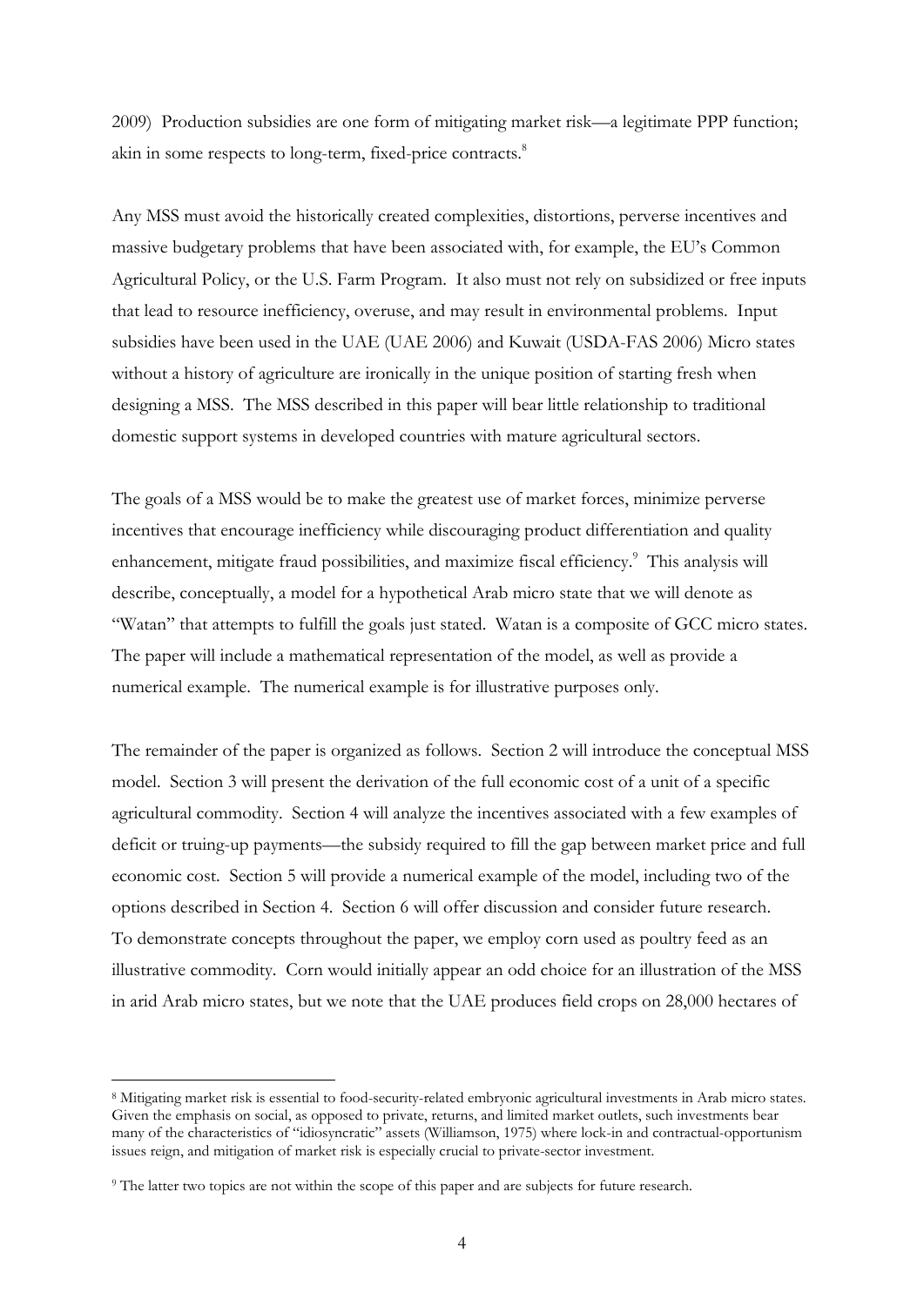2009) Production subsidies are one form of mitigating market risk—a legitimate PPP function; akin in some respects to long-term, fixed-price contracts.[8]

Any MSS must avoid the historically created complexities, distortions, perverse incentives and massive budgetary problems that have been associated with, for example, the EU's Common Agricultural Policy, or the U.S. Farm Program. It also must not rely on subsidized or free inputs that lead to resource inefficiency, overuse, and may result in environmental problems. Input subsidies have been used in the UAE (UAE 2006) and Kuwait (USDA-FAS 2006) Micro states without a history of agriculture are ironically in the unique position of starting fresh when designing a MSS. The MSS described in this paper will bear little relationship to traditional domestic support systems in developed countries with mature agricultural sectors.

The goals of a MSS would be to make the greatest use of market forces, minimize perverse incentives that encourage inefficiency while discouraging product differentiation and quality enhancement, mitigate fraud possibilities, and maximize fiscal efficiency.[9] This analysis will describe, conceptually, a model for a hypothetical Arab micro state that we will denote as "Watan" that attempts to fulfill the goals just stated. Watan is a composite of GCC micro states. The paper will include a mathematical representation of the model, as well as provide a numerical example. The numerical example is for illustrative purposes only.

The remainder of the paper is organized as follows. Section 2 will introduce the conceptual MSS model. Section 3 will present the derivation of the full economic cost of a unit of a specific agricultural commodity. Section 4 will analyze the incentives associated with a few examples of deficit or truing-up payments—the subsidy required to fill the gap between market price and full economic cost. Section 5 will provide a numerical example of the model, including two of the options described in Section 4. Section 6 will offer discussion and consider future research. To demonstrate concepts throughout the paper, we employ corn used as poultry feed as an illustrative commodity. Corn would initially appear an odd choice for an illustration of the MSS in arid Arab micro states, but we note that the UAE produces field crops on 28,000 hectares of

---

[8] Mitigating market risk is essential to food-security-related embryonic agricultural investments in Arab micro states. Given the emphasis on social, as opposed to private, returns, and limited market outlets, such investments bear many of the characteristics of "idiosyncratic" assets (Williamson, 1975) where lock-in and contractual-opportunism issues reign, and mitigation of market risk is especially crucial to private-sector investment.

[9] The latter two topics are not within the scope of this paper and are subjects for future research.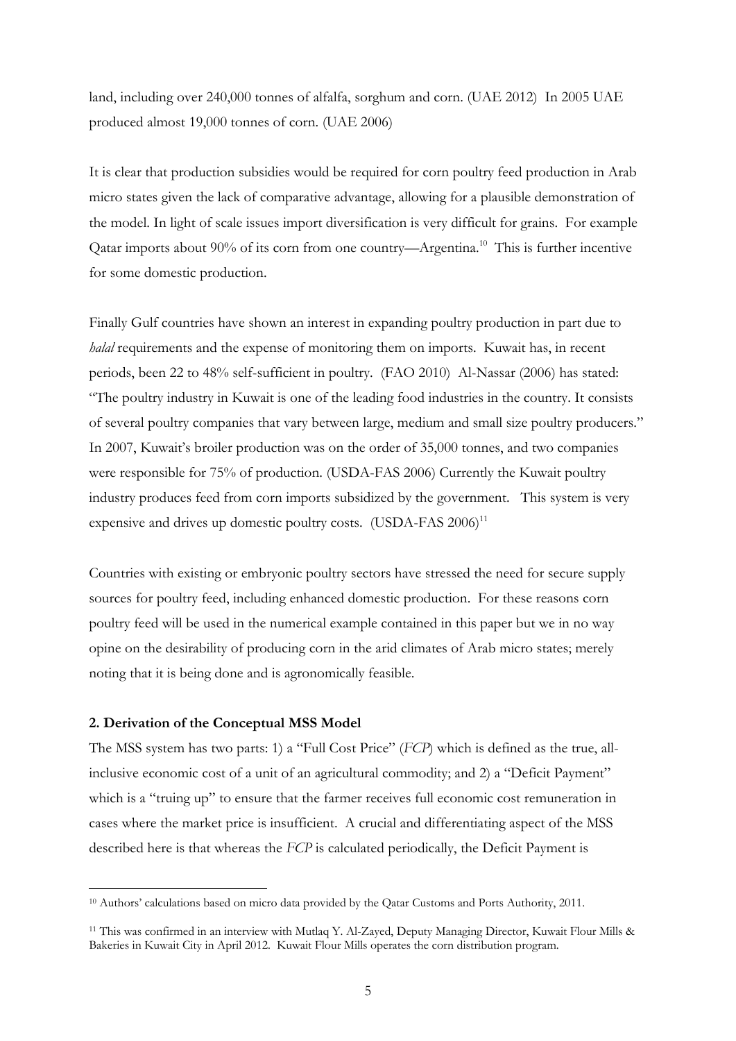land, including over 240,000 tonnes of alfalfa, sorghum and corn. (UAE 2012) In 2005 UAE produced almost 19,000 tonnes of corn. (UAE 2006)

It is clear that production subsidies would be required for corn poultry feed production in Arab micro states given the lack of comparative advantage, allowing for a plausible demonstration of the model. In light of scale issues import diversification is very difficult for grains. For example Qatar imports about 90% of its corn from one country—Argentina.[10] This is further incentive for some domestic production.

Finally Gulf countries have shown an interest in expanding poultry production in part due to *halal* requirements and the expense of monitoring them on imports. Kuwait has, in recent periods, been 22 to 48% self-sufficient in poultry. (FAO 2010) Al-Nassar (2006) has stated: "The poultry industry in Kuwait is one of the leading food industries in the country. It consists of several poultry companies that vary between large, medium and small size poultry producers." In 2007, Kuwait's broiler production was on the order of 35,000 tonnes, and two companies were responsible for 75% of production. (USDA-FAS 2006) Currently the Kuwait poultry industry produces feed from corn imports subsidized by the government. This system is very expensive and drives up domestic poultry costs. (USDA-FAS 2006)[11]

Countries with existing or embryonic poultry sectors have stressed the need for secure supply sources for poultry feed, including enhanced domestic production. For these reasons corn poultry feed will be used in the numerical example contained in this paper but we in no way opine on the desirability of producing corn in the arid climates of Arab micro states; merely noting that it is being done and is agronomically feasible.

## 2. Derivation of the Conceptual MSS Model

The MSS system has two parts: 1) a "Full Cost Price" (*FCP*) which is defined as the true, all-inclusive economic cost of a unit of an agricultural commodity; and 2) a "Deficit Payment" which is a "truing up" to ensure that the farmer receives full economic cost remuneration in cases where the market price is insufficient. A crucial and differentiating aspect of the MSS described here is that whereas the *FCP* is calculated periodically, the Deficit Payment is

---

[10] Authors' calculations based on micro data provided by the Qatar Customs and Ports Authority, 2011.

[11] This was confirmed in an interview with Mutlaq Y. Al-Zayed, Deputy Managing Director, Kuwait Flour Mills & Bakeries in Kuwait City in April 2012. Kuwait Flour Mills operates the corn distribution program.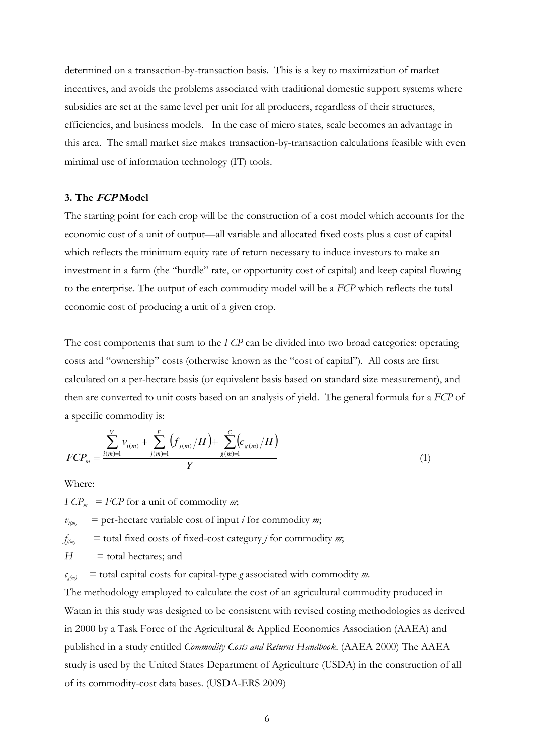determined on a transaction-by-transaction basis. This is a key to maximization of market incentives, and avoids the problems associated with traditional domestic support systems where subsidies are set at the same level per unit for all producers, regardless of their structures, efficiencies, and business models. In the case of micro states, scale becomes an advantage in this area. The small market size makes transaction-by-transaction calculations feasible with even minimal use of information technology (IT) tools.

### 3. The *FCP* Model

The starting point for each crop will be the construction of a cost model which accounts for the economic cost of a unit of output—all variable and allocated fixed costs plus a cost of capital which reflects the minimum equity rate of return necessary to induce investors to make an investment in a farm (the "hurdle" rate, or opportunity cost of capital) and keep capital flowing to the enterprise. The output of each commodity model will be a *FCP* which reflects the total economic cost of producing a unit of a given crop.

The cost components that sum to the *FCP* can be divided into two broad categories: operating costs and "ownership" costs (otherwise known as the "cost of capital"). All costs are first calculated on a per-hectare basis (or equivalent basis based on standard size measurement), and then are converted to unit costs based on an analysis of yield. The general formula for a *FCP* of a specific commodity is:

$$FCP_m = \frac{\sum_{i(m)=1}^{V} v_{i(m)} + \sum_{j(m)=1}^{F} \left( f_{j(m)} / H \right) + \sum_{g(m)=1}^{C} \left( c_{g(m)} / H \right)}{Y} \tag{1}$$

Where:

$FCP_m$ = *FCP* for a unit of commodity *m*;

$v_{i(m)}$ = per-hectare variable cost of input *i* for commodity *m*;

$f_{j(m)}$ = total fixed costs of fixed-cost category *j* for commodity *m*;

$H$ = total hectares; and

$c_{g(m)}$ = total capital costs for capital-type *g* associated with commodity *m*.

The methodology employed to calculate the cost of an agricultural commodity produced in Watan in this study was designed to be consistent with revised costing methodologies as derived in 2000 by a Task Force of the Agricultural & Applied Economics Association (AAEA) and published in a study entitled *Commodity Costs and Returns Handbook*. (AAEA 2000) The AAEA study is used by the United States Department of Agriculture (USDA) in the construction of all of its commodity-cost data bases. (USDA-ERS 2009)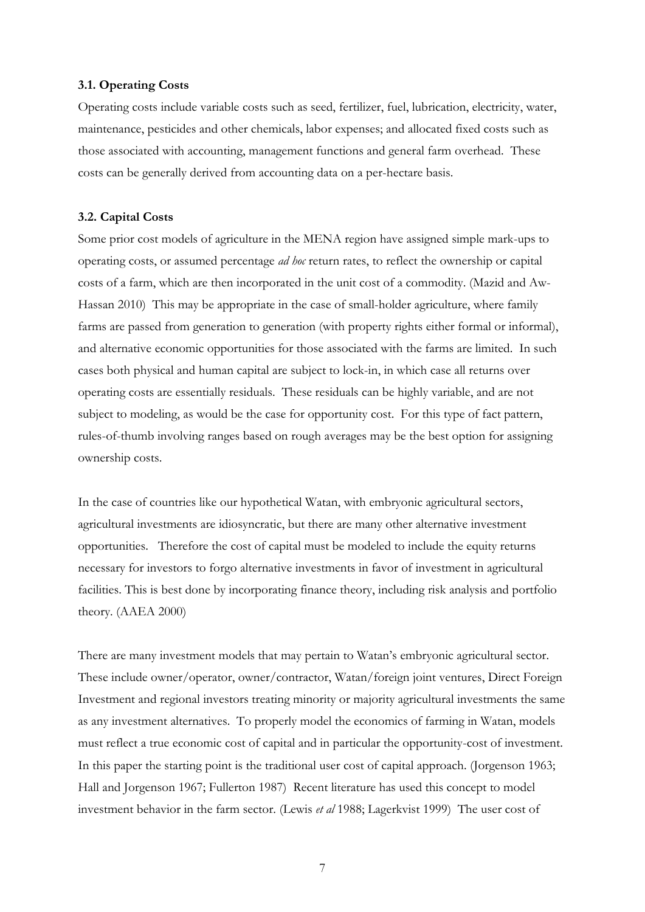### 3.1. Operating Costs

Operating costs include variable costs such as seed, fertilizer, fuel, lubrication, electricity, water, maintenance, pesticides and other chemicals, labor expenses; and allocated fixed costs such as those associated with accounting, management functions and general farm overhead. These costs can be generally derived from accounting data on a per-hectare basis.

### 3.2. Capital Costs

Some prior cost models of agriculture in the MENA region have assigned simple mark-ups to operating costs, or assumed percentage *ad hoc* return rates, to reflect the ownership or capital costs of a farm, which are then incorporated in the unit cost of a commodity. (Mazid and Aw-Hassan 2010) This may be appropriate in the case of small-holder agriculture, where family farms are passed from generation to generation (with property rights either formal or informal), and alternative economic opportunities for those associated with the farms are limited. In such cases both physical and human capital are subject to lock-in, in which case all returns over operating costs are essentially residuals. These residuals can be highly variable, and are not subject to modeling, as would be the case for opportunity cost. For this type of fact pattern, rules-of-thumb involving ranges based on rough averages may be the best option for assigning ownership costs.

In the case of countries like our hypothetical Watan, with embryonic agricultural sectors, agricultural investments are idiosyncratic, but there are many other alternative investment opportunities. Therefore the cost of capital must be modeled to include the equity returns necessary for investors to forgo alternative investments in favor of investment in agricultural facilities. This is best done by incorporating finance theory, including risk analysis and portfolio theory. (AAEA 2000)

There are many investment models that may pertain to Watan's embryonic agricultural sector. These include owner/operator, owner/contractor, Watan/foreign joint ventures, Direct Foreign Investment and regional investors treating minority or majority agricultural investments the same as any investment alternatives. To properly model the economics of farming in Watan, models must reflect a true economic cost of capital and in particular the opportunity-cost of investment. In this paper the starting point is the traditional user cost of capital approach. (Jorgenson 1963; Hall and Jorgenson 1967; Fullerton 1987) Recent literature has used this concept to model investment behavior in the farm sector. (Lewis *et al* 1988; Lagerkvist 1999) The user cost of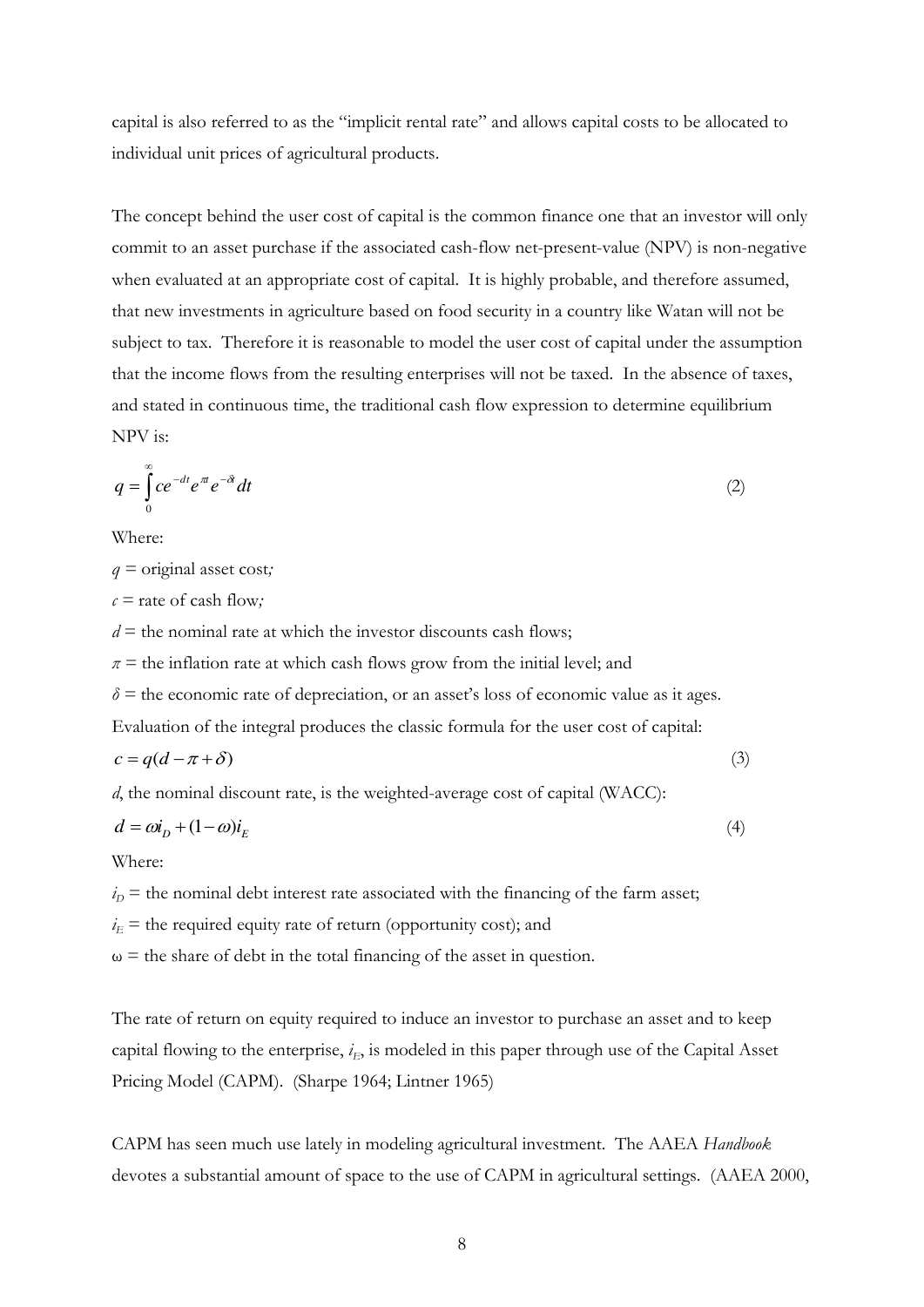capital is also referred to as the "implicit rental rate" and allows capital costs to be allocated to individual unit prices of agricultural products.

The concept behind the user cost of capital is the common finance one that an investor will only commit to an asset purchase if the associated cash-flow net-present-value (NPV) is non-negative when evaluated at an appropriate cost of capital. It is highly probable, and therefore assumed, that new investments in agriculture based on food security in a country like Watan will not be subject to tax. Therefore it is reasonable to model the user cost of capital under the assumption that the income flows from the resulting enterprises will not be taxed. In the absence of taxes, and stated in continuous time, the traditional cash flow expression to determine equilibrium NPV is:

$$q = \int_0^\infty c e^{-dt} e^{\pi t} e^{-\delta t} dt \tag{2}$$

Where:

$q$ = original asset cost*;*

$c$ = rate of cash flow*;*

$d$ = the nominal rate at which the investor discounts cash flows;

$\pi$ = the inflation rate at which cash flows grow from the initial level; and

$\delta$ = the economic rate of depreciation, or an asset's loss of economic value as it ages.

Evaluation of the integral produces the classic formula for the user cost of capital:

$$c = q(d - \pi + \delta) \tag{3}$$

$d$, the nominal discount rate, is the weighted-average cost of capital (WACC):

$$d = \omega i_D + (1 - \omega) i_E \tag{4}$$

Where:

$i_D$ = the nominal debt interest rate associated with the financing of the farm asset;

$i_E$ = the required equity rate of return (opportunity cost); and

$\omega$ = the share of debt in the total financing of the asset in question.

The rate of return on equity required to induce an investor to purchase an asset and to keep capital flowing to the enterprise, $i_E$, is modeled in this paper through use of the Capital Asset Pricing Model (CAPM). (Sharpe 1964; Lintner 1965)

CAPM has seen much use lately in modeling agricultural investment. The AAEA *Handbook* devotes a substantial amount of space to the use of CAPM in agricultural settings. (AAEA 2000,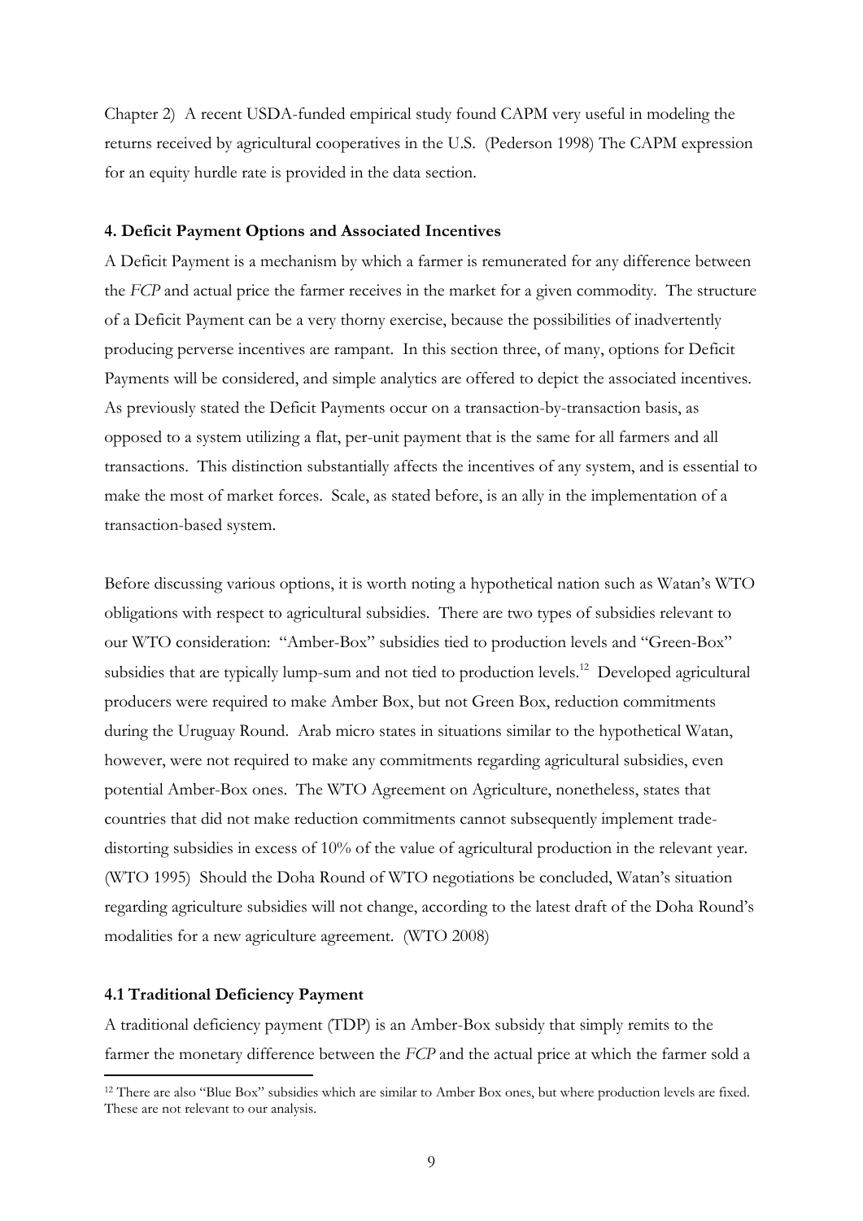Chapter 2) A recent USDA-funded empirical study found CAPM very useful in modeling the returns received by agricultural cooperatives in the U.S. (Pederson 1998) The CAPM expression for an equity hurdle rate is provided in the data section.

### 4. Deficit Payment Options and Associated Incentives

A Deficit Payment is a mechanism by which a farmer is remunerated for any difference between the *FCP* and actual price the farmer receives in the market for a given commodity. The structure of a Deficit Payment can be a very thorny exercise, because the possibilities of inadvertently producing perverse incentives are rampant. In this section three, of many, options for Deficit Payments will be considered, and simple analytics are offered to depict the associated incentives. As previously stated the Deficit Payments occur on a transaction-by-transaction basis, as opposed to a system utilizing a flat, per-unit payment that is the same for all farmers and all transactions. This distinction substantially affects the incentives of any system, and is essential to make the most of market forces. Scale, as stated before, is an ally in the implementation of a transaction-based system.

Before discussing various options, it is worth noting a hypothetical nation such as Watan's WTO obligations with respect to agricultural subsidies. There are two types of subsidies relevant to our WTO consideration: "Amber-Box" subsidies tied to production levels and "Green-Box" subsidies that are typically lump-sum and not tied to production levels.[12] Developed agricultural producers were required to make Amber Box, but not Green Box, reduction commitments during the Uruguay Round. Arab micro states in situations similar to the hypothetical Watan, however, were not required to make any commitments regarding agricultural subsidies, even potential Amber-Box ones. The WTO Agreement on Agriculture, nonetheless, states that countries that did not make reduction commitments cannot subsequently implement trade-distorting subsidies in excess of 10% of the value of agricultural production in the relevant year. (WTO 1995) Should the Doha Round of WTO negotiations be concluded, Watan's situation regarding agriculture subsidies will not change, according to the latest draft of the Doha Round's modalities for a new agriculture agreement. (WTO 2008)

### 4.1 Traditional Deficiency Payment

A traditional deficiency payment (TDP) is an Amber-Box subsidy that simply remits to the farmer the monetary difference between the *FCP* and the actual price at which the farmer sold a

---

[12] There are also "Blue Box" subsidies which are similar to Amber Box ones, but where production levels are fixed. These are not relevant to our analysis.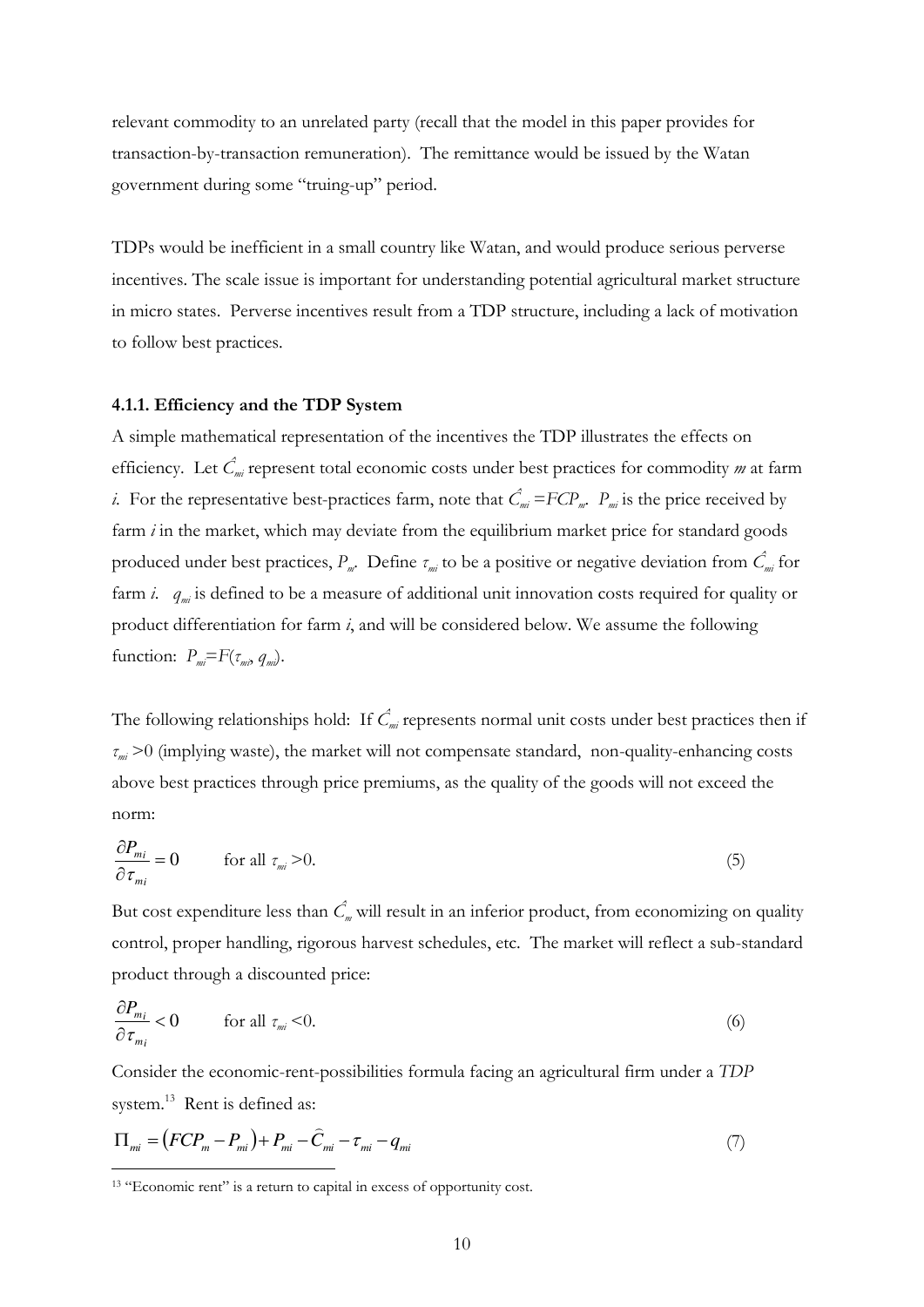relevant commodity to an unrelated party (recall that the model in this paper provides for transaction-by-transaction remuneration). The remittance would be issued by the Watan government during some "truing-up" period.

TDPs would be inefficient in a small country like Watan, and would produce serious perverse incentives. The scale issue is important for understanding potential agricultural market structure in micro states. Perverse incentives result from a TDP structure, including a lack of motivation to follow best practices.

#### 4.1.1. Efficiency and the TDP System

A simple mathematical representation of the incentives the TDP illustrates the effects on efficiency. Let $\hat{C}_{mi}$ represent total economic costs under best practices for commodity *m* at farm *i*. For the representative best-practices farm, note that $\hat{C}_{mi} = FCP_m$. $P_{mi}$ is the price received by farm *i* in the market, which may deviate from the equilibrium market price for standard goods produced under best practices, $P_m$. Define $\tau_{mi}$ to be a positive or negative deviation from $\hat{C}_{mi}$ for farm *i*. $q_{mi}$ is defined to be a measure of additional unit innovation costs required for quality or product differentiation for farm *i*, and will be considered below. We assume the following function: $P_{mi}=F(\tau_{mi}, q_{mi})$.

The following relationships hold: If $\hat{C}_{mi}$ represents normal unit costs under best practices then if $\tau_{mi} > 0$ (implying waste), the market will not compensate standard, non-quality-enhancing costs above best practices through price premiums, as the quality of the goods will not exceed the norm:

$$\frac{\partial P_{mi}}{\partial \tau_{mi}} = 0 \qquad \text{for all } \tau_{mi} > 0. \tag{5}$$

But cost expenditure less than $\hat{C}_m$ will result in an inferior product, from economizing on quality control, proper handling, rigorous harvest schedules, etc. The market will reflect a sub-standard product through a discounted price:

$$\frac{\partial P_{m_i}}{\partial \tau_{m_i}} < 0 \qquad \text{for all } \tau_{mi} < 0. \tag{6}$$

Consider the economic-rent-possibilities formula facing an agricultural firm under a *TDP* system.[13] Rent is defined as:

$$\Pi_{mi} = \left(FCP_m - P_{mi}\right) + P_{mi} - \widehat{C}_{mi} - \tau_{mi} - q_{mi} \tag{7}$$

[13] "Economic rent" is a return to capital in excess of opportunity cost.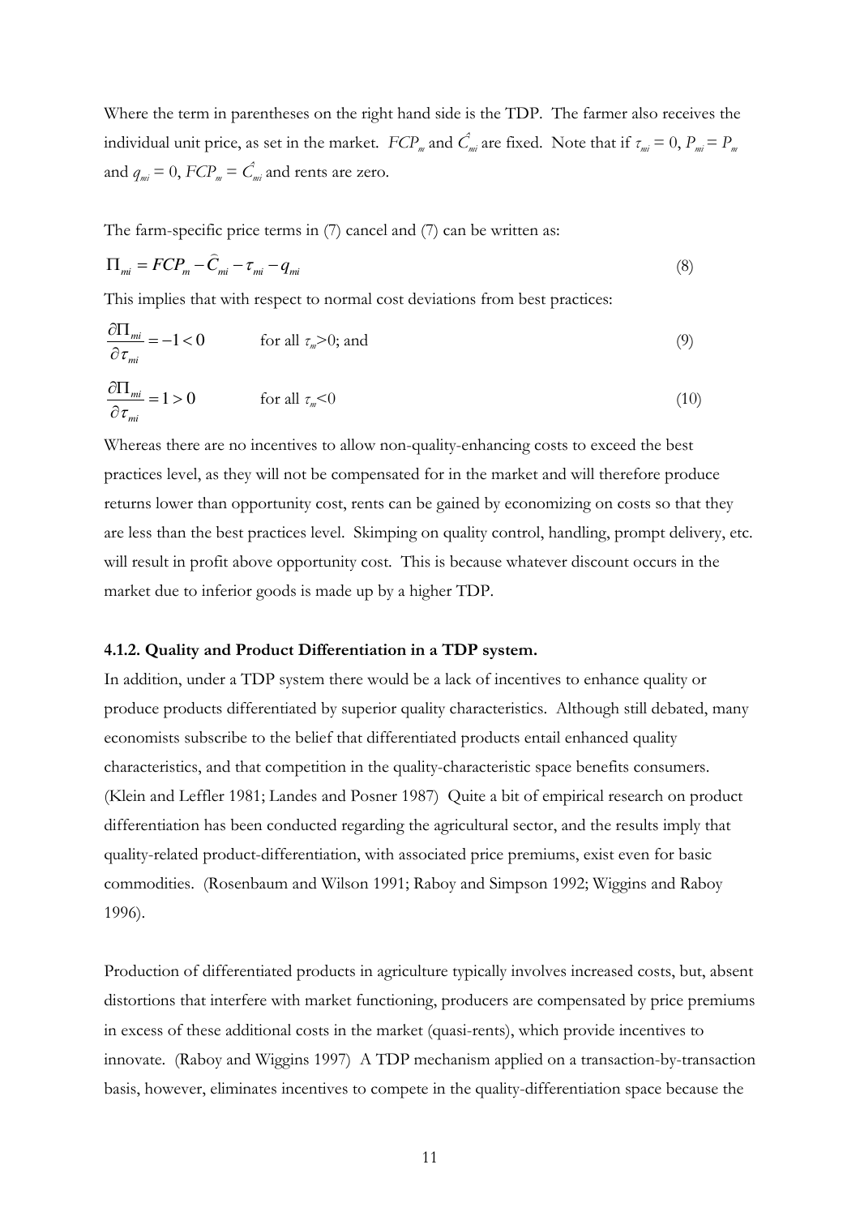Where the term in parentheses on the right hand side is the TDP. The farmer also receives the individual unit price, as set in the market. $FCP_m$ and $\hat{C}_{mi}$ are fixed. Note that if $\tau_{mi} = 0$, $P_{mi} = P_m$ and $q_{mi} = 0$, $FCP_m = \hat{C}_{mi}$ and rents are zero.

The farm-specific price terms in (7) cancel and (7) can be written as:

$$\Pi_{mi} = FCP_m - \widehat{C}_{mi} - \tau_{mi} - q_{mi} \tag{8}$$

This implies that with respect to normal cost deviations from best practices:

$$\frac{\partial \Pi_{mi}}{\partial \tau_{mi}} = -1 < 0 \qquad \text{for all } \tau_m > 0\text{; and} \tag{9}$$

$$\frac{\partial \Pi_{mi}}{\partial \tau_{mi}} = 1 > 0 \qquad \text{for all } \tau_m < 0 \tag{10}$$

Whereas there are no incentives to allow non-quality-enhancing costs to exceed the best practices level, as they will not be compensated for in the market and will therefore produce returns lower than opportunity cost, rents can be gained by economizing on costs so that they are less than the best practices level. Skimping on quality control, handling, prompt delivery, etc. will result in profit above opportunity cost. This is because whatever discount occurs in the market due to inferior goods is made up by a higher TDP.

#### 4.1.2. Quality and Product Differentiation in a TDP system.

In addition, under a TDP system there would be a lack of incentives to enhance quality or produce products differentiated by superior quality characteristics. Although still debated, many economists subscribe to the belief that differentiated products entail enhanced quality characteristics, and that competition in the quality-characteristic space benefits consumers. (Klein and Leffler 1981; Landes and Posner 1987) Quite a bit of empirical research on product differentiation has been conducted regarding the agricultural sector, and the results imply that quality-related product-differentiation, with associated price premiums, exist even for basic commodities. (Rosenbaum and Wilson 1991; Raboy and Simpson 1992; Wiggins and Raboy 1996).

Production of differentiated products in agriculture typically involves increased costs, but, absent distortions that interfere with market functioning, producers are compensated by price premiums in excess of these additional costs in the market (quasi-rents), which provide incentives to innovate. (Raboy and Wiggins 1997) A TDP mechanism applied on a transaction-by-transaction basis, however, eliminates incentives to compete in the quality-differentiation space because the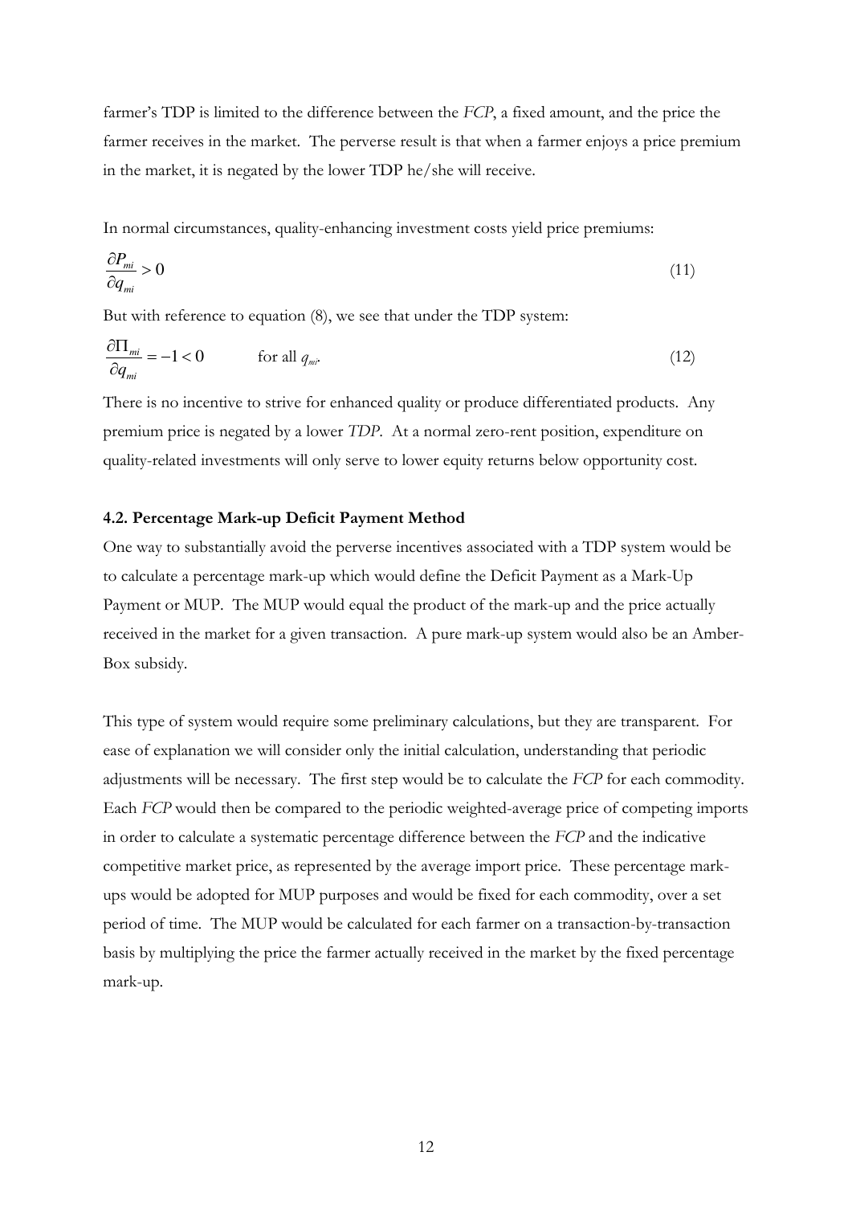farmer's TDP is limited to the difference between the *FCP*, a fixed amount, and the price the farmer receives in the market. The perverse result is that when a farmer enjoys a price premium in the market, it is negated by the lower TDP he/she will receive.

In normal circumstances, quality-enhancing investment costs yield price premiums:

$$\frac{\partial P_{mi}}{\partial q_{mi}} > 0 \tag{11}$$

But with reference to equation (8), we see that under the TDP system:

$$\frac{\partial \Pi_{mi}}{\partial q_{mi}} = -1 < 0 \qquad \text{for all } q_{mi}. \tag{12}$$

There is no incentive to strive for enhanced quality or produce differentiated products. Any premium price is negated by a lower *TDP*. At a normal zero-rent position, expenditure on quality-related investments will only serve to lower equity returns below opportunity cost.

### 4.2. Percentage Mark-up Deficit Payment Method

One way to substantially avoid the perverse incentives associated with a TDP system would be to calculate a percentage mark-up which would define the Deficit Payment as a Mark-Up Payment or MUP. The MUP would equal the product of the mark-up and the price actually received in the market for a given transaction. A pure mark-up system would also be an Amber-Box subsidy.

This type of system would require some preliminary calculations, but they are transparent. For ease of explanation we will consider only the initial calculation, understanding that periodic adjustments will be necessary. The first step would be to calculate the *FCP* for each commodity. Each *FCP* would then be compared to the periodic weighted-average price of competing imports in order to calculate a systematic percentage difference between the *FCP* and the indicative competitive market price, as represented by the average import price. These percentage mark-ups would be adopted for MUP purposes and would be fixed for each commodity, over a set period of time. The MUP would be calculated for each farmer on a transaction-by-transaction basis by multiplying the price the farmer actually received in the market by the fixed percentage mark-up.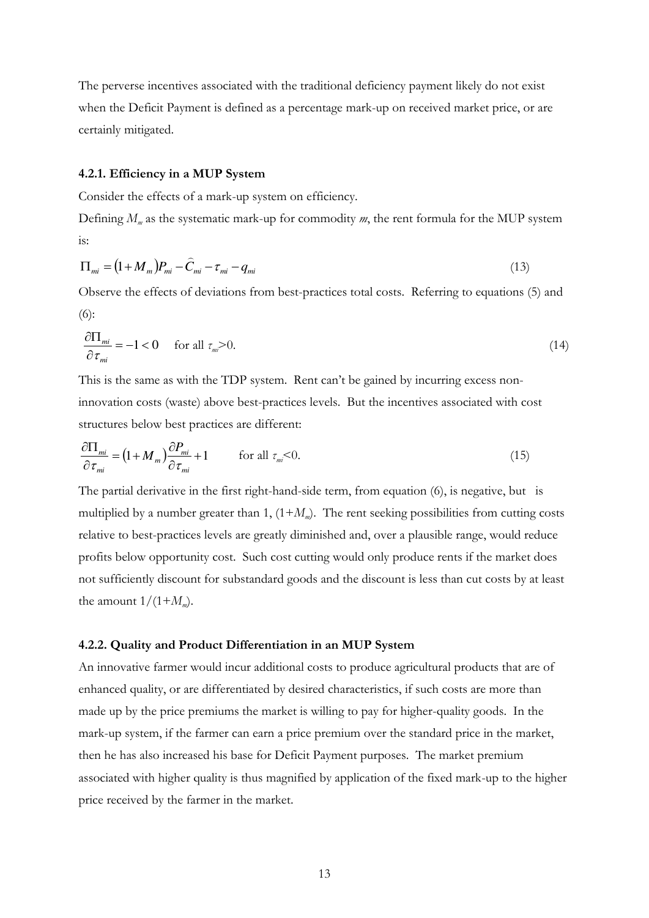The perverse incentives associated with the traditional deficiency payment likely do not exist when the Deficit Payment is defined as a percentage mark-up on received market price, or are certainly mitigated.

### 4.2.1. Efficiency in a MUP System

Consider the effects of a mark-up system on efficiency.

Defining $M_m$ as the systematic mark-up for commodity $m$, the rent formula for the MUP system is:

$$\Pi_{mi} = (1 + M_m)P_{mi} - \widehat{C}_{mi} - \tau_{mi} - q_{mi} \tag{13}$$

Observe the effects of deviations from best-practices total costs. Referring to equations (5) and (6):

$$\frac{\partial \Pi_{mi}}{\partial \tau_{mi}} = -1 < 0 \quad \text{for all } \tau_{mi} > 0. \tag{14}$$

This is the same as with the TDP system. Rent can't be gained by incurring excess non-innovation costs (waste) above best-practices levels. But the incentives associated with cost structures below best practices are different:

$$\frac{\partial \Pi_{mi}}{\partial \tau_{mi}} = (1 + M_m)\frac{\partial P_{mi}}{\partial \tau_{mi}} + 1 \qquad \text{for all } \tau_{mi} < 0. \tag{15}$$

The partial derivative in the first right-hand-side term, from equation (6), is negative, but is multiplied by a number greater than 1, $(1+M_m)$. The rent seeking possibilities from cutting costs relative to best-practices levels are greatly diminished and, over a plausible range, would reduce profits below opportunity cost. Such cost cutting would only produce rents if the market does not sufficiently discount for substandard goods and the discount is less than cut costs by at least the amount $1/(1+M_m)$.

### 4.2.2. Quality and Product Differentiation in an MUP System

An innovative farmer would incur additional costs to produce agricultural products that are of enhanced quality, or are differentiated by desired characteristics, if such costs are more than made up by the price premiums the market is willing to pay for higher-quality goods. In the mark-up system, if the farmer can earn a price premium over the standard price in the market, then he has also increased his base for Deficit Payment purposes. The market premium associated with higher quality is thus magnified by application of the fixed mark-up to the higher price received by the farmer in the market.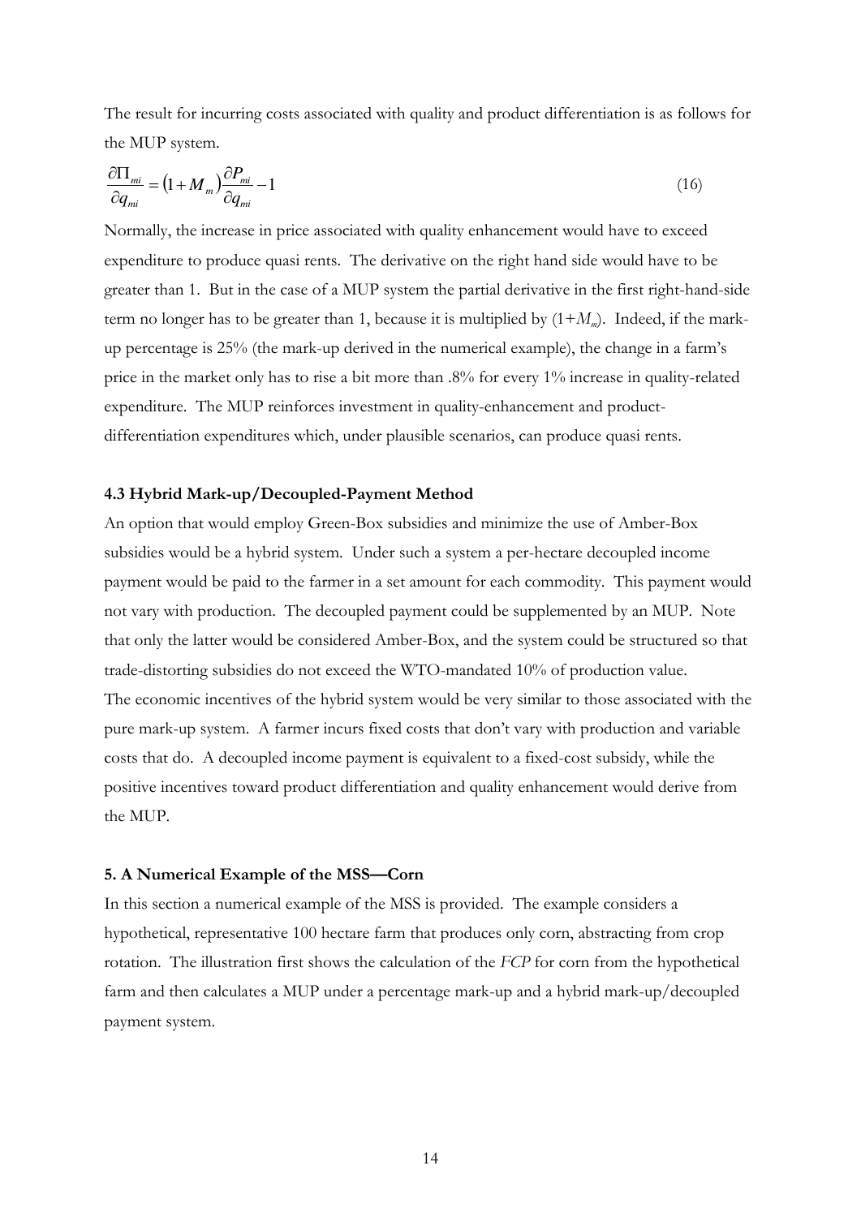The result for incurring costs associated with quality and product differentiation is as follows for the MUP system.

$$\frac{\partial \Pi_{mi}}{\partial q_{mi}} = (1 + M_m)\frac{\partial P_{mi}}{\partial q_{mi}} - 1 \tag{16}$$

Normally, the increase in price associated with quality enhancement would have to exceed expenditure to produce quasi rents. The derivative on the right hand side would have to be greater than 1. But in the case of a MUP system the partial derivative in the first right-hand-side term no longer has to be greater than 1, because it is multiplied by $(1+M_m)$. Indeed, if the mark-up percentage is 25% (the mark-up derived in the numerical example), the change in a farm's price in the market only has to rise a bit more than .8% for every 1% increase in quality-related expenditure. The MUP reinforces investment in quality-enhancement and product-differentiation expenditures which, under plausible scenarios, can produce quasi rents.

### 4.3 Hybrid Mark-up/Decoupled-Payment Method

An option that would employ Green-Box subsidies and minimize the use of Amber-Box subsidies would be a hybrid system. Under such a system a per-hectare decoupled income payment would be paid to the farmer in a set amount for each commodity. This payment would not vary with production. The decoupled payment could be supplemented by an MUP. Note that only the latter would be considered Amber-Box, and the system could be structured so that trade-distorting subsidies do not exceed the WTO-mandated 10% of production value.

The economic incentives of the hybrid system would be very similar to those associated with the pure mark-up system. A farmer incurs fixed costs that don't vary with production and variable costs that do. A decoupled income payment is equivalent to a fixed-cost subsidy, while the positive incentives toward product differentiation and quality enhancement would derive from the MUP.

## 5. A Numerical Example of the MSS—Corn

In this section a numerical example of the MSS is provided. The example considers a hypothetical, representative 100 hectare farm that produces only corn, abstracting from crop rotation. The illustration first shows the calculation of the *FCP* for corn from the hypothetical farm and then calculates a MUP under a percentage mark-up and a hybrid mark-up/decoupled payment system.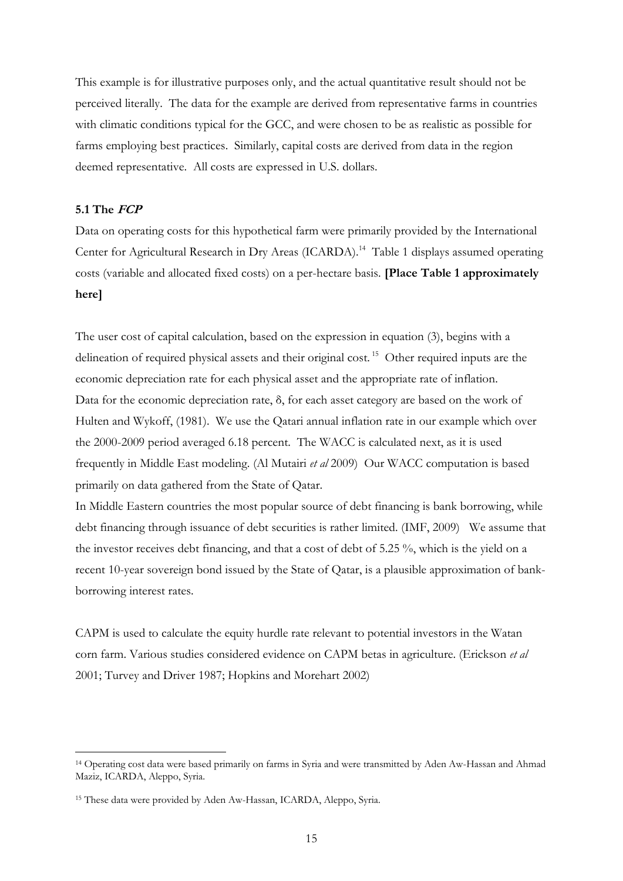This example is for illustrative purposes only, and the actual quantitative result should not be perceived literally. The data for the example are derived from representative farms in countries with climatic conditions typical for the GCC, and were chosen to be as realistic as possible for farms employing best practices. Similarly, capital costs are derived from data in the region deemed representative. All costs are expressed in U.S. dollars.

### 5.1 The *FCP*

Data on operating costs for this hypothetical farm were primarily provided by the International Center for Agricultural Research in Dry Areas (ICARDA).[14] Table 1 displays assumed operating costs (variable and allocated fixed costs) on a per-hectare basis. **[Place Table 1 approximately here]**

The user cost of capital calculation, based on the expression in equation (3), begins with a delineation of required physical assets and their original cost.[15] Other required inputs are the economic depreciation rate for each physical asset and the appropriate rate of inflation. Data for the economic depreciation rate, $\delta$, for each asset category are based on the work of Hulten and Wykoff, (1981). We use the Qatari annual inflation rate in our example which over the 2000-2009 period averaged 6.18 percent. The WACC is calculated next, as it is used frequently in Middle East modeling. (Al Mutairi *et al* 2009) Our WACC computation is based primarily on data gathered from the State of Qatar.

In Middle Eastern countries the most popular source of debt financing is bank borrowing, while debt financing through issuance of debt securities is rather limited. (IMF, 2009) We assume that the investor receives debt financing, and that a cost of debt of 5.25 %, which is the yield on a recent 10-year sovereign bond issued by the State of Qatar, is a plausible approximation of bank-borrowing interest rates.

CAPM is used to calculate the equity hurdle rate relevant to potential investors in the Watan corn farm. Various studies considered evidence on CAPM betas in agriculture. (Erickson *et al* 2001; Turvey and Driver 1987; Hopkins and Morehart 2002)

---

[14] Operating cost data were based primarily on farms in Syria and were transmitted by Aden Aw-Hassan and Ahmad Maziz, ICARDA, Aleppo, Syria.

[15] These data were provided by Aden Aw-Hassan, ICARDA, Aleppo, Syria.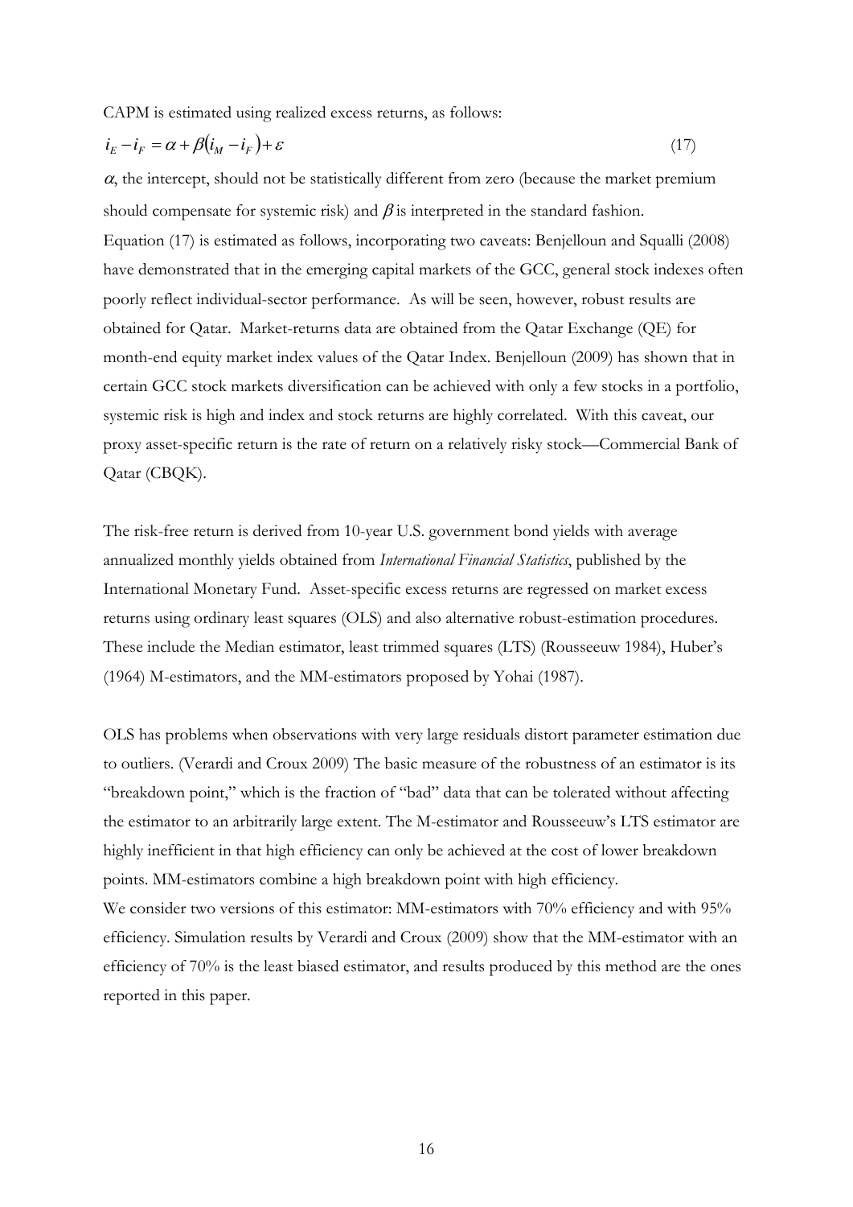CAPM is estimated using realized excess returns, as follows:

$$i_E - i_F = \alpha + \beta(i_M - i_F) + \varepsilon \tag{17}$$

$\alpha$, the intercept, should not be statistically different from zero (because the market premium should compensate for systemic risk) and $\beta$ is interpreted in the standard fashion.

Equation (17) is estimated as follows, incorporating two caveats: Benjelloun and Squalli (2008) have demonstrated that in the emerging capital markets of the GCC, general stock indexes often poorly reflect individual-sector performance. As will be seen, however, robust results are obtained for Qatar. Market-returns data are obtained from the Qatar Exchange (QE) for month-end equity market index values of the Qatar Index. Benjelloun (2009) has shown that in certain GCC stock markets diversification can be achieved with only a few stocks in a portfolio, systemic risk is high and index and stock returns are highly correlated. With this caveat, our proxy asset-specific return is the rate of return on a relatively risky stock—Commercial Bank of Qatar (CBQK).

The risk-free return is derived from 10-year U.S. government bond yields with average annualized monthly yields obtained from *International Financial Statistics*, published by the International Monetary Fund. Asset-specific excess returns are regressed on market excess returns using ordinary least squares (OLS) and also alternative robust-estimation procedures. These include the Median estimator, least trimmed squares (LTS) (Rousseeuw 1984), Huber's (1964) M-estimators, and the MM-estimators proposed by Yohai (1987).

OLS has problems when observations with very large residuals distort parameter estimation due to outliers. (Verardi and Croux 2009) The basic measure of the robustness of an estimator is its "breakdown point," which is the fraction of "bad" data that can be tolerated without affecting the estimator to an arbitrarily large extent. The M-estimator and Rousseeuw's LTS estimator are highly inefficient in that high efficiency can only be achieved at the cost of lower breakdown points. MM-estimators combine a high breakdown point with high efficiency.

We consider two versions of this estimator: MM-estimators with 70% efficiency and with 95% efficiency. Simulation results by Verardi and Croux (2009) show that the MM-estimator with an efficiency of 70% is the least biased estimator, and results produced by this method are the ones reported in this paper.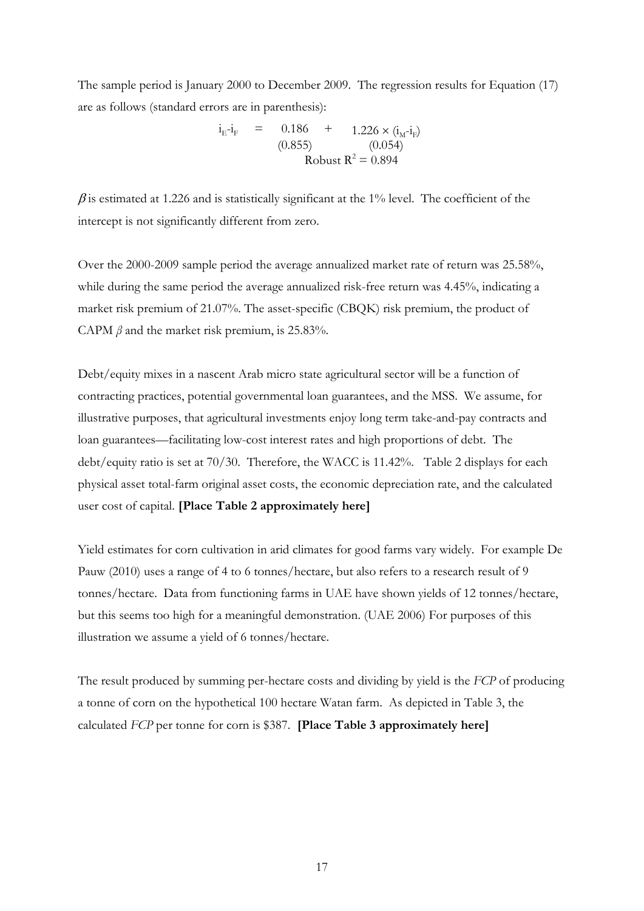The sample period is January 2000 to December 2009. The regression results for Equation (17) are as follows (standard errors are in parenthesis):

$$
\begin{array}{ccccc}
i_E - i_F & = & 0.186 & + & 1.226 \times (i_M - i_F) \\
 & & (0.855) & & (0.054) \\
 & & & \text{Robust } R^2 = 0.894 &
\end{array}
$$

$\beta$ is estimated at 1.226 and is statistically significant at the 1% level. The coefficient of the intercept is not significantly different from zero.

Over the 2000-2009 sample period the average annualized market rate of return was 25.58%, while during the same period the average annualized risk-free return was 4.45%, indicating a market risk premium of 21.07%. The asset-specific (CBQK) risk premium, the product of CAPM $\beta$ and the market risk premium, is 25.83%.

Debt/equity mixes in a nascent Arab micro state agricultural sector will be a function of contracting practices, potential governmental loan guarantees, and the MSS. We assume, for illustrative purposes, that agricultural investments enjoy long term take-and-pay contracts and loan guarantees—facilitating low-cost interest rates and high proportions of debt. The debt/equity ratio is set at 70/30. Therefore, the WACC is 11.42%. Table 2 displays for each physical asset total-farm original asset costs, the economic depreciation rate, and the calculated user cost of capital. **[Place Table 2 approximately here]**

Yield estimates for corn cultivation in arid climates for good farms vary widely. For example De Pauw (2010) uses a range of 4 to 6 tonnes/hectare, but also refers to a research result of 9 tonnes/hectare. Data from functioning farms in UAE have shown yields of 12 tonnes/hectare, but this seems too high for a meaningful demonstration. (UAE 2006) For purposes of this illustration we assume a yield of 6 tonnes/hectare.

The result produced by summing per-hectare costs and dividing by yield is the *FCP* of producing a tonne of corn on the hypothetical 100 hectare Watan farm. As depicted in Table 3, the calculated *FCP* per tonne for corn is $387. **[Place Table 3 approximately here]**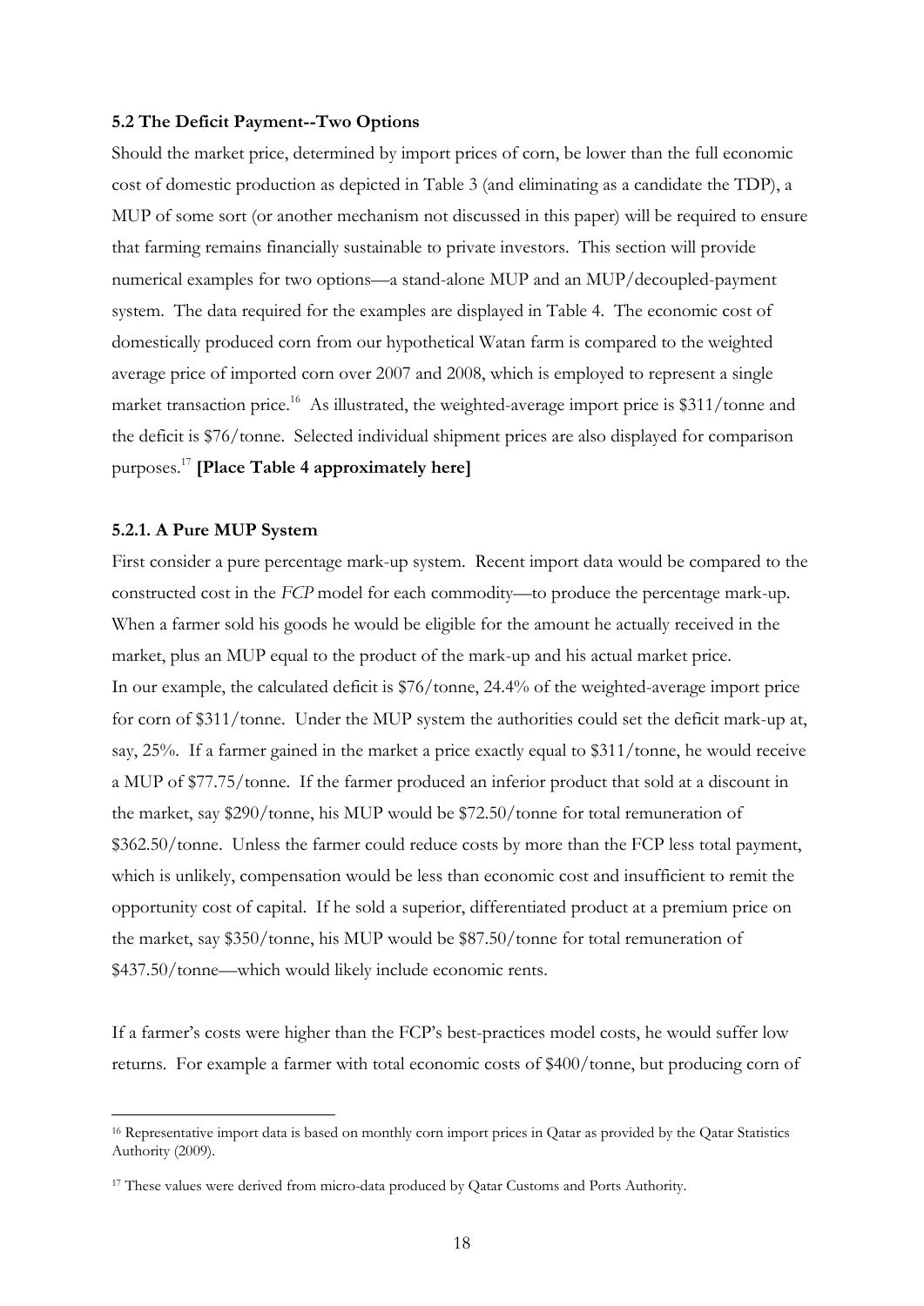### 5.2 The Deficit Payment--Two Options

Should the market price, determined by import prices of corn, be lower than the full economic cost of domestic production as depicted in Table 3 (and eliminating as a candidate the TDP), a MUP of some sort (or another mechanism not discussed in this paper) will be required to ensure that farming remains financially sustainable to private investors. This section will provide numerical examples for two options—a stand-alone MUP and an MUP/decoupled-payment system. The data required for the examples are displayed in Table 4. The economic cost of domestically produced corn from our hypothetical Watan farm is compared to the weighted average price of imported corn over 2007 and 2008, which is employed to represent a single market transaction price.[16] As illustrated, the weighted-average import price is \$311/tonne and the deficit is \$76/tonne. Selected individual shipment prices are also displayed for comparison purposes.[17] **[Place Table 4 approximately here]**

#### 5.2.1. A Pure MUP System

First consider a pure percentage mark-up system. Recent import data would be compared to the constructed cost in the *FCP* model for each commodity—to produce the percentage mark-up. When a farmer sold his goods he would be eligible for the amount he actually received in the market, plus an MUP equal to the product of the mark-up and his actual market price.
In our example, the calculated deficit is \$76/tonne, 24.4% of the weighted-average import price for corn of \$311/tonne. Under the MUP system the authorities could set the deficit mark-up at, say, 25%. If a farmer gained in the market a price exactly equal to \$311/tonne, he would receive a MUP of \$77.75/tonne. If the farmer produced an inferior product that sold at a discount in the market, say \$290/tonne, his MUP would be \$72.50/tonne for total remuneration of \$362.50/tonne. Unless the farmer could reduce costs by more than the FCP less total payment, which is unlikely, compensation would be less than economic cost and insufficient to remit the opportunity cost of capital. If he sold a superior, differentiated product at a premium price on the market, say \$350/tonne, his MUP would be \$87.50/tonne for total remuneration of \$437.50/tonne—which would likely include economic rents.

If a farmer's costs were higher than the FCP's best-practices model costs, he would suffer low returns. For example a farmer with total economic costs of \$400/tonne, but producing corn of

---

[16] Representative import data is based on monthly corn import prices in Qatar as provided by the Qatar Statistics Authority (2009).

[17] These values were derived from micro-data produced by Qatar Customs and Ports Authority.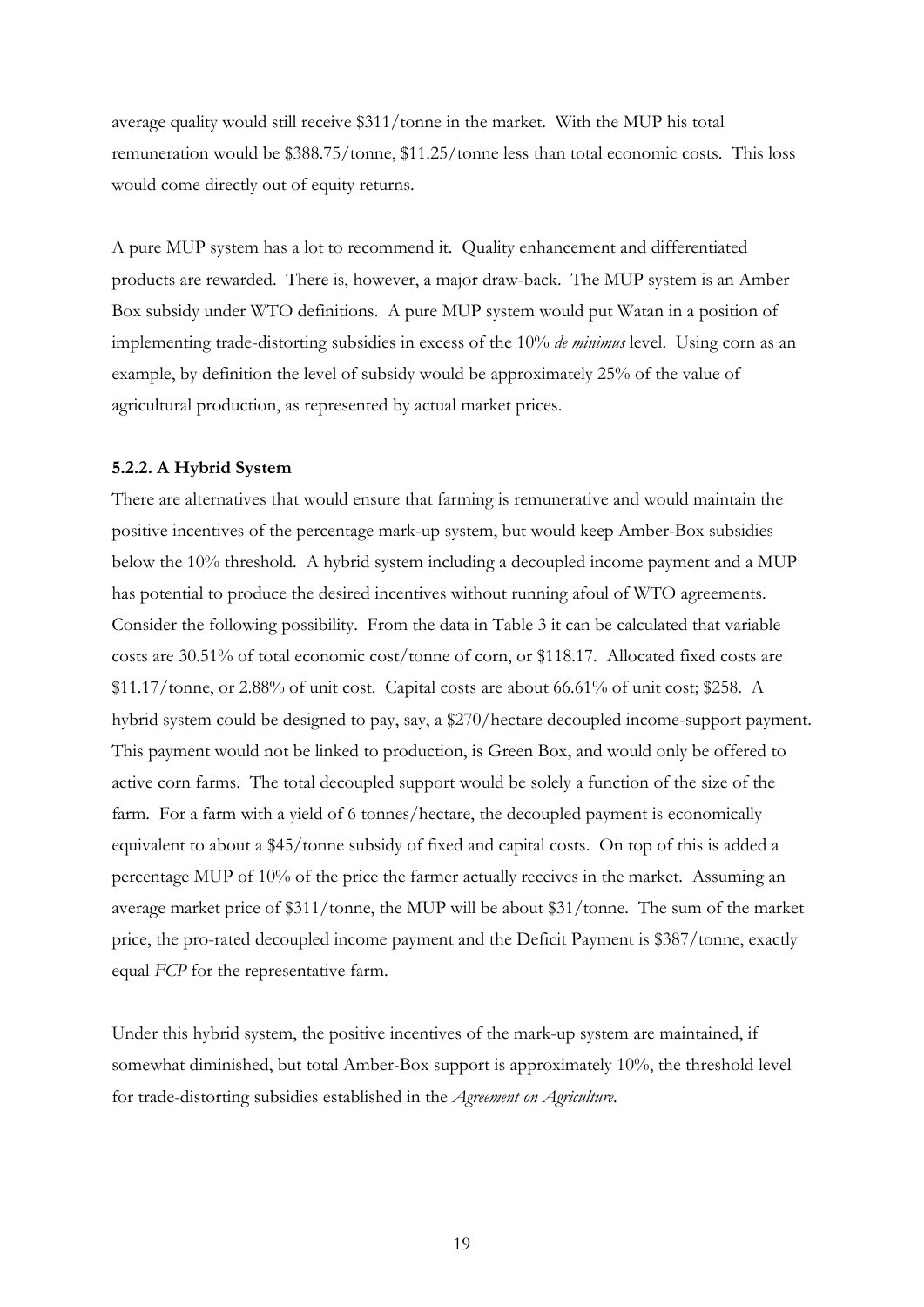average quality would still receive \$311/tonne in the market. With the MUP his total remuneration would be \$388.75/tonne, \$11.25/tonne less than total economic costs. This loss would come directly out of equity returns.

A pure MUP system has a lot to recommend it. Quality enhancement and differentiated products are rewarded. There is, however, a major draw-back. The MUP system is an Amber Box subsidy under WTO definitions. A pure MUP system would put Watan in a position of implementing trade-distorting subsidies in excess of the 10% *de minimus* level. Using corn as an example, by definition the level of subsidy would be approximately 25% of the value of agricultural production, as represented by actual market prices.

### 5.2.2. A Hybrid System

There are alternatives that would ensure that farming is remunerative and would maintain the positive incentives of the percentage mark-up system, but would keep Amber-Box subsidies below the 10% threshold. A hybrid system including a decoupled income payment and a MUP has potential to produce the desired incentives without running afoul of WTO agreements. Consider the following possibility. From the data in Table 3 it can be calculated that variable costs are 30.51% of total economic cost/tonne of corn, or \$118.17. Allocated fixed costs are \$11.17/tonne, or 2.88% of unit cost. Capital costs are about 66.61% of unit cost; \$258. A hybrid system could be designed to pay, say, a \$270/hectare decoupled income-support payment. This payment would not be linked to production, is Green Box, and would only be offered to active corn farms. The total decoupled support would be solely a function of the size of the farm. For a farm with a yield of 6 tonnes/hectare, the decoupled payment is economically equivalent to about a \$45/tonne subsidy of fixed and capital costs. On top of this is added a percentage MUP of 10% of the price the farmer actually receives in the market. Assuming an average market price of \$311/tonne, the MUP will be about \$31/tonne. The sum of the market price, the pro-rated decoupled income payment and the Deficit Payment is \$387/tonne, exactly equal *FCP* for the representative farm.

Under this hybrid system, the positive incentives of the mark-up system are maintained, if somewhat diminished, but total Amber-Box support is approximately 10%, the threshold level for trade-distorting subsidies established in the *Agreement on Agriculture*.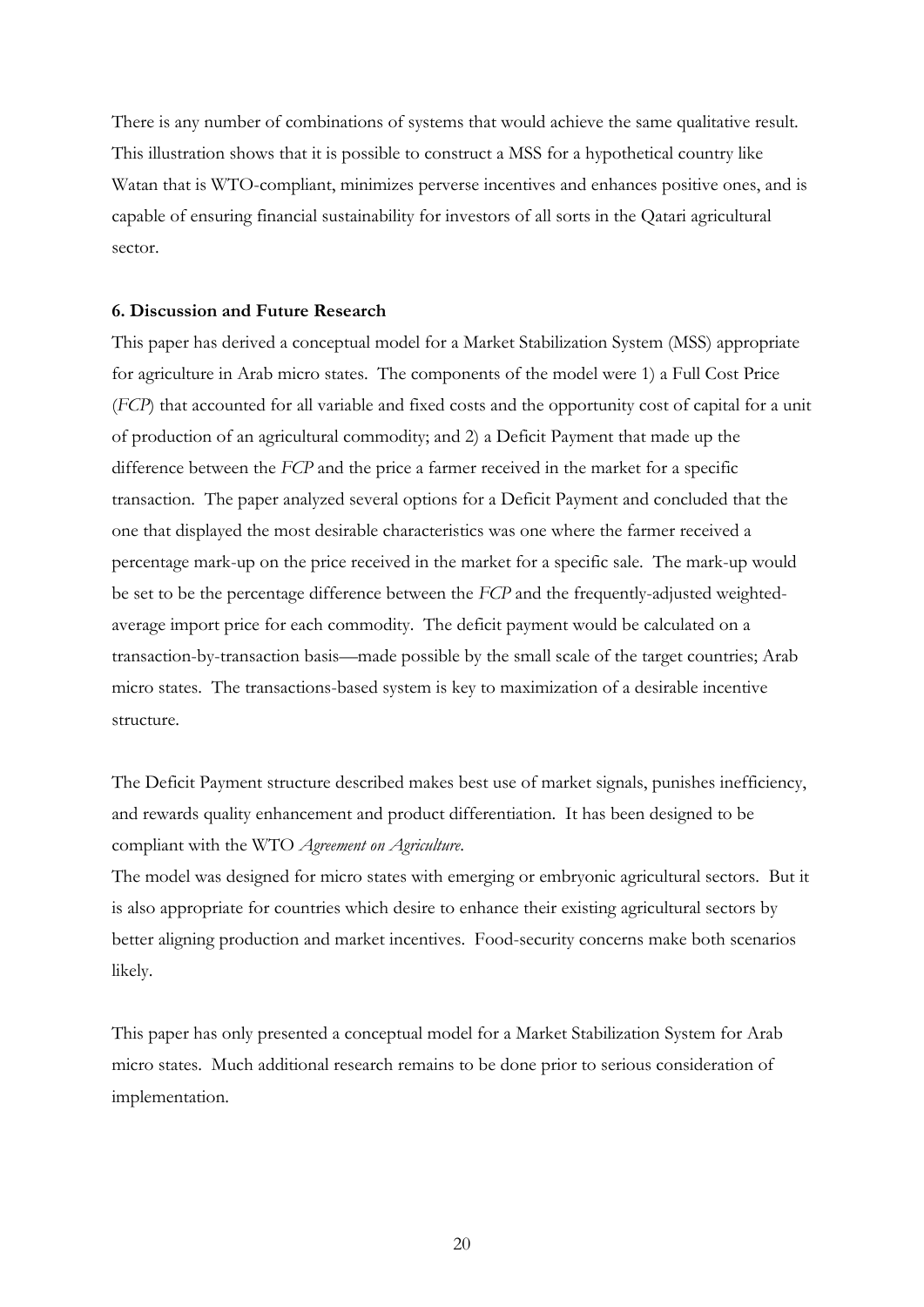There is any number of combinations of systems that would achieve the same qualitative result. This illustration shows that it is possible to construct a MSS for a hypothetical country like Watan that is WTO-compliant, minimizes perverse incentives and enhances positive ones, and is capable of ensuring financial sustainability for investors of all sorts in the Qatari agricultural sector.

**6. Discussion and Future Research**

This paper has derived a conceptual model for a Market Stabilization System (MSS) appropriate for agriculture in Arab micro states. The components of the model were 1) a Full Cost Price (*FCP*) that accounted for all variable and fixed costs and the opportunity cost of capital for a unit of production of an agricultural commodity; and 2) a Deficit Payment that made up the difference between the *FCP* and the price a farmer received in the market for a specific transaction. The paper analyzed several options for a Deficit Payment and concluded that the one that displayed the most desirable characteristics was one where the farmer received a percentage mark-up on the price received in the market for a specific sale. The mark-up would be set to be the percentage difference between the *FCP* and the frequently-adjusted weighted-average import price for each commodity. The deficit payment would be calculated on a transaction-by-transaction basis—made possible by the small scale of the target countries; Arab micro states. The transactions-based system is key to maximization of a desirable incentive structure.

The Deficit Payment structure described makes best use of market signals, punishes inefficiency, and rewards quality enhancement and product differentiation. It has been designed to be compliant with the WTO *Agreement on Agriculture*.

The model was designed for micro states with emerging or embryonic agricultural sectors. But it is also appropriate for countries which desire to enhance their existing agricultural sectors by better aligning production and market incentives. Food-security concerns make both scenarios likely.

This paper has only presented a conceptual model for a Market Stabilization System for Arab micro states. Much additional research remains to be done prior to serious consideration of implementation.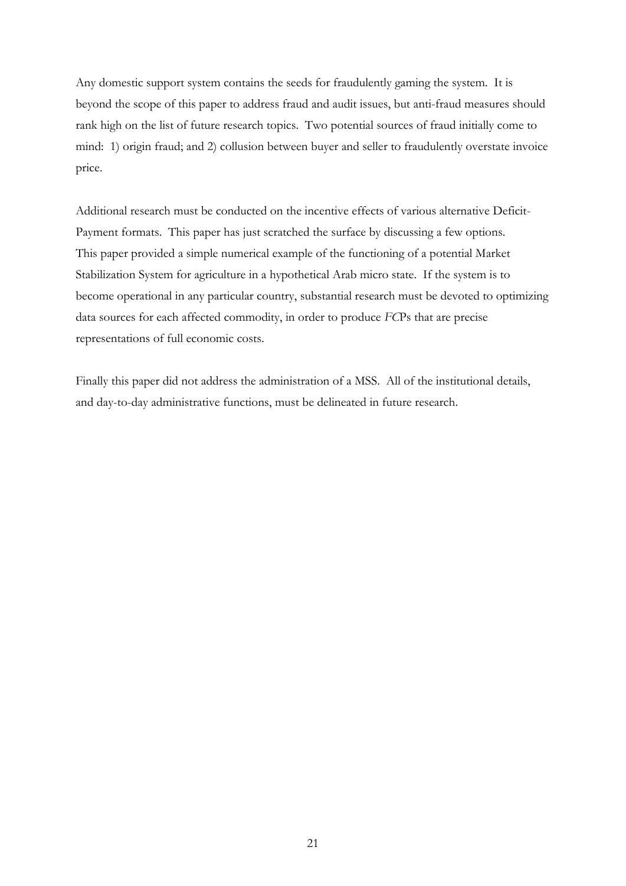Any domestic support system contains the seeds for fraudulently gaming the system. It is beyond the scope of this paper to address fraud and audit issues, but anti-fraud measures should rank high on the list of future research topics. Two potential sources of fraud initially come to mind: 1) origin fraud; and 2) collusion between buyer and seller to fraudulently overstate invoice price.

Additional research must be conducted on the incentive effects of various alternative Deficit-Payment formats. This paper has just scratched the surface by discussing a few options. This paper provided a simple numerical example of the functioning of a potential Market Stabilization System for agriculture in a hypothetical Arab micro state. If the system is to become operational in any particular country, substantial research must be devoted to optimizing data sources for each affected commodity, in order to produce *FC*Ps that are precise representations of full economic costs.

Finally this paper did not address the administration of a MSS. All of the institutional details, and day-to-day administrative functions, must be delineated in future research.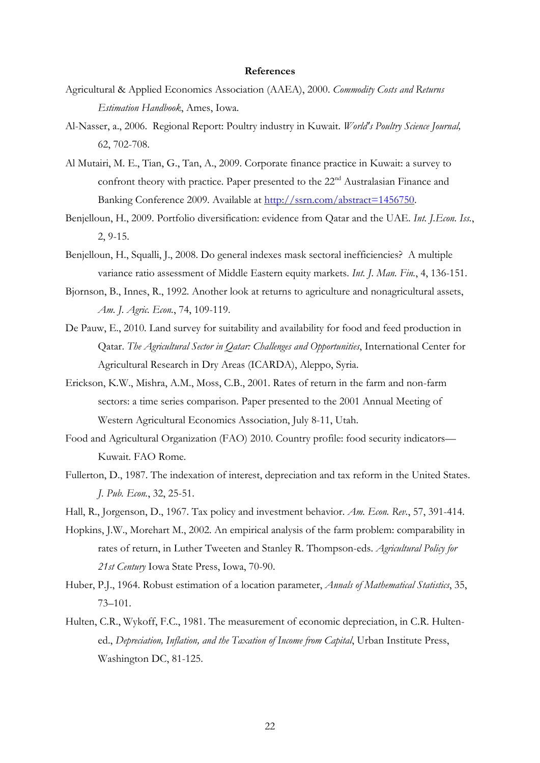**References**

Agricultural & Applied Economics Association (AAEA), 2000. *Commodity Costs and Returns Estimation Handbook*, Ames, Iowa.

Al-Nasser, a., 2006. Regional Report: Poultry industry in Kuwait. *World's Poultry Science Journal,* 62, 702-708.

Al Mutairi, M. E., Tian, G., Tan, A., 2009. Corporate finance practice in Kuwait: a survey to confront theory with practice. Paper presented to the 22nd Australasian Finance and Banking Conference 2009. Available at http://ssrn.com/abstract=1456750.

Benjelloun, H., 2009. Portfolio diversification: evidence from Qatar and the UAE. *Int. J.Econ. Iss.*, 2, 9-15.

Benjelloun, H., Squalli, J., 2008. Do general indexes mask sectoral inefficiencies? A multiple variance ratio assessment of Middle Eastern equity markets. *Int. J. Man. Fin.*, 4, 136-151.

Bjornson, B., Innes, R., 1992. Another look at returns to agriculture and nonagricultural assets, *Am. J. Agric. Econ.*, 74, 109-119.

De Pauw, E., 2010. Land survey for suitability and availability for food and feed production in Qatar. *The Agricultural Sector in Qatar: Challenges and Opportunities*, International Center for Agricultural Research in Dry Areas (ICARDA), Aleppo, Syria.

Erickson, K.W., Mishra, A.M., Moss, C.B., 2001. Rates of return in the farm and non-farm sectors: a time series comparison. Paper presented to the 2001 Annual Meeting of Western Agricultural Economics Association, July 8-11, Utah.

Food and Agricultural Organization (FAO) 2010. Country profile: food security indicators—Kuwait. FAO Rome.

Fullerton, D., 1987. The indexation of interest, depreciation and tax reform in the United States. *J. Pub. Econ.*, 32, 25-51.

Hall, R., Jorgenson, D., 1967. Tax policy and investment behavior. *Am. Econ. Rev.*, 57, 391-414.

Hopkins, J.W., Morehart M., 2002. An empirical analysis of the farm problem: comparability in rates of return, in Luther Tweeten and Stanley R. Thompson-eds. *Agricultural Policy for 21st Century* Iowa State Press, Iowa, 70-90.

Huber, P.J., 1964. Robust estimation of a location parameter, *Annals of Mathematical Statistics*, 35, 73–101.

Hulten, C.R., Wykoff, F.C., 1981. The measurement of economic depreciation, in C.R. Hulten-ed., *Depreciation, Inflation, and the Taxation of Income from Capital*, Urban Institute Press, Washington DC, 81-125.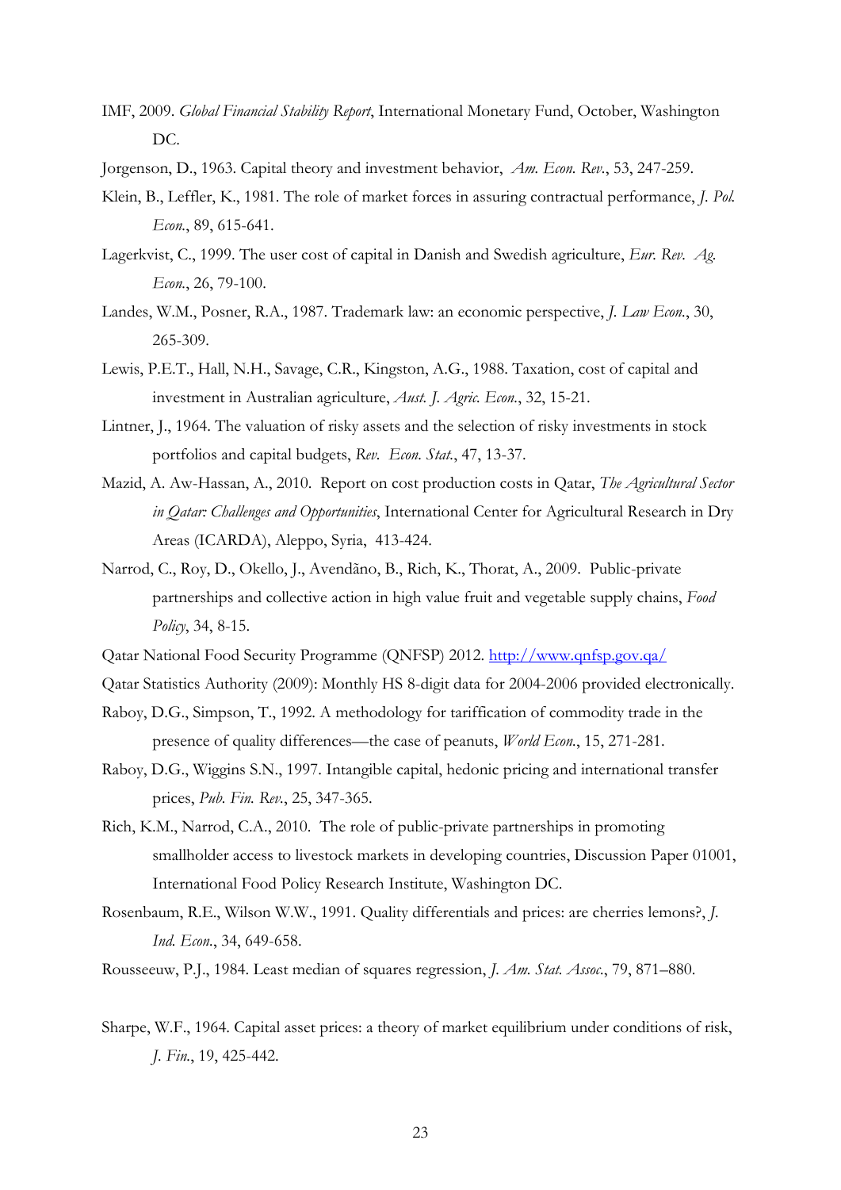IMF, 2009. *Global Financial Stability Report*, International Monetary Fund, October, Washington DC.

Jorgenson, D., 1963. Capital theory and investment behavior, *Am. Econ. Rev.*, 53, 247-259.

Klein, B., Leffler, K., 1981. The role of market forces in assuring contractual performance, *J. Pol. Econ.*, 89, 615-641.

Lagerkvist, C., 1999. The user cost of capital in Danish and Swedish agriculture, *Eur. Rev. Ag. Econ.*, 26, 79-100.

Landes, W.M., Posner, R.A., 1987. Trademark law: an economic perspective, *J. Law Econ.*, 30, 265-309.

Lewis, P.E.T., Hall, N.H., Savage, C.R., Kingston, A.G., 1988. Taxation, cost of capital and investment in Australian agriculture, *Aust. J. Agric. Econ.*, 32, 15-21.

Lintner, J., 1964. The valuation of risky assets and the selection of risky investments in stock portfolios and capital budgets, *Rev. Econ. Stat.*, 47, 13-37.

Mazid, A. Aw-Hassan, A., 2010. Report on cost production costs in Qatar, *The Agricultural Sector in Qatar: Challenges and Opportunities*, International Center for Agricultural Research in Dry Areas (ICARDA), Aleppo, Syria, 413-424.

Narrod, C., Roy, D., Okello, J., Avendãno, B., Rich, K., Thorat, A., 2009. Public-private partnerships and collective action in high value fruit and vegetable supply chains, *Food Policy*, 34, 8-15.

Qatar National Food Security Programme (QNFSP) 2012. http://www.qnfsp.gov.qa/

Qatar Statistics Authority (2009): Monthly HS 8-digit data for 2004-2006 provided electronically.

Raboy, D.G., Simpson, T., 1992. A methodology for tariffication of commodity trade in the presence of quality differences—the case of peanuts, *World Econ.*, 15, 271-281.

Raboy, D.G., Wiggins S.N., 1997. Intangible capital, hedonic pricing and international transfer prices, *Pub. Fin. Rev.*, 25, 347-365.

Rich, K.M., Narrod, C.A., 2010. The role of public-private partnerships in promoting smallholder access to livestock markets in developing countries, Discussion Paper 01001, International Food Policy Research Institute, Washington DC.

Rosenbaum, R.E., Wilson W.W., 1991. Quality differentials and prices: are cherries lemons?, *J. Ind. Econ.*, 34, 649-658.

Rousseeuw, P.J., 1984. Least median of squares regression, *J. Am. Stat. Assoc.*, 79, 871–880.

Sharpe, W.F., 1964. Capital asset prices: a theory of market equilibrium under conditions of risk, *J. Fin.*, 19, 425-442.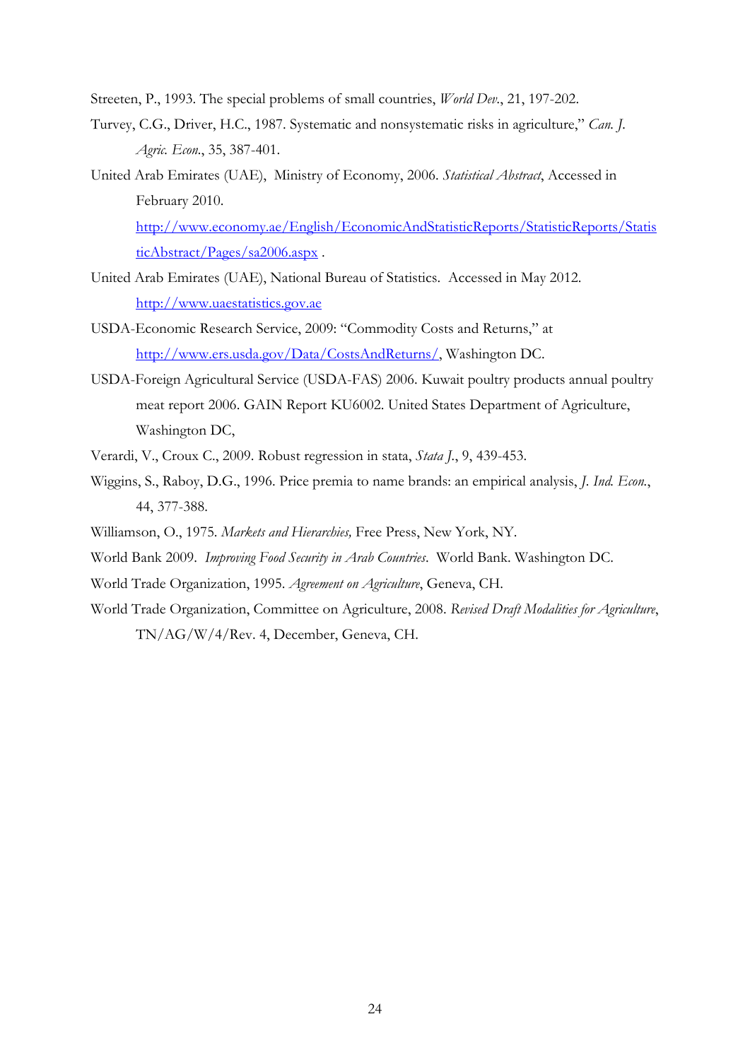Streeten, P., 1993. The special problems of small countries, *World Dev.*, 21, 197-202.

Turvey, C.G., Driver, H.C., 1987. Systematic and nonsystematic risks in agriculture," *Can. J. Agric. Econ.*, 35, 387-401.

United Arab Emirates (UAE), Ministry of Economy, 2006. *Statistical Abstract*, Accessed in February 2010. http://www.economy.ae/English/EconomicAndStatisticReports/StatisticReports/StatisticAbstract/Pages/sa2006.aspx .

United Arab Emirates (UAE), National Bureau of Statistics. Accessed in May 2012. http://www.uaestatistics.gov.ae

USDA-Economic Research Service, 2009: "Commodity Costs and Returns," at http://www.ers.usda.gov/Data/CostsAndReturns/, Washington DC.

USDA-Foreign Agricultural Service (USDA-FAS) 2006. Kuwait poultry products annual poultry meat report 2006. GAIN Report KU6002. United States Department of Agriculture, Washington DC,

Verardi, V., Croux C., 2009. Robust regression in stata, *Stata J.*, 9, 439-453.

Wiggins, S., Raboy, D.G., 1996. Price premia to name brands: an empirical analysis, *J. Ind. Econ.*, 44, 377-388.

Williamson, O., 1975. *Markets and Hierarchies,* Free Press, New York, NY.

World Bank 2009. *Improving Food Security in Arab Countries*. World Bank. Washington DC.

World Trade Organization, 1995. *Agreement on Agriculture*, Geneva, CH.

World Trade Organization, Committee on Agriculture, 2008. *Revised Draft Modalities for Agriculture*, TN/AG/W/4/Rev. 4, December, Geneva, CH.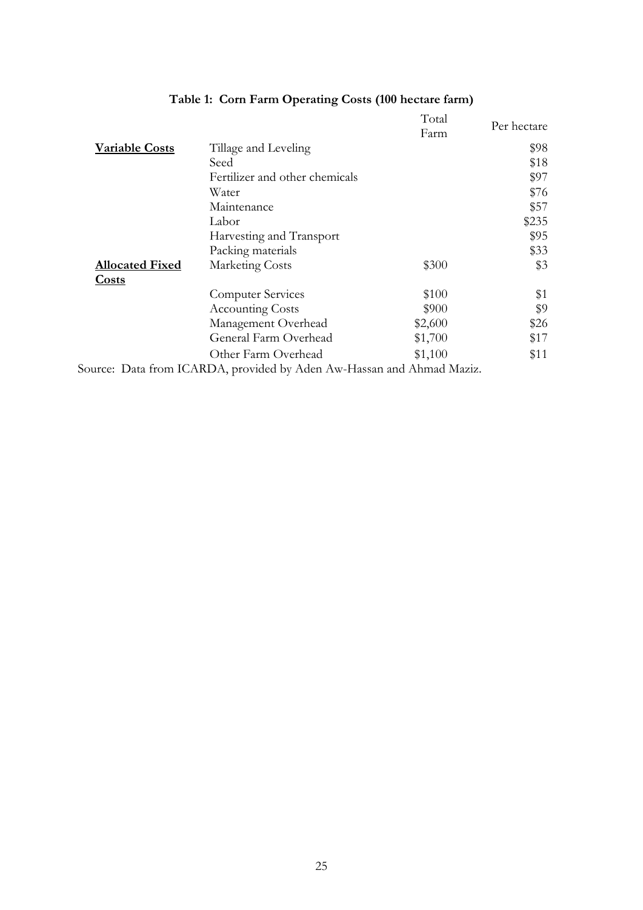**Table 1: Corn Farm Operating Costs (100 hectare farm)**

| | | Total Farm | Per hectare |
|---|---|---|---|
| **Variable Costs** | Tillage and Leveling | | \$98 |
| | Seed | | \$18 |
| | Fertilizer and other chemicals | | \$97 |
| | Water | | \$76 |
| | Maintenance | | \$57 |
| | Labor | | \$235 |
| | Harvesting and Transport | | \$95 |
| | Packing materials | | \$33 |
| **Allocated Fixed Costs** | Marketing Costs | \$300 | \$3 |
| | Computer Services | \$100 | \$1 |
| | Accounting Costs | \$900 | \$9 |
| | Management Overhead | \$2,600 | \$26 |
| | General Farm Overhead | \$1,700 | \$17 |
| | Other Farm Overhead | \$1,100 | \$11 |

Source: Data from ICARDA, provided by Aden Aw-Hassan and Ahmad Maziz.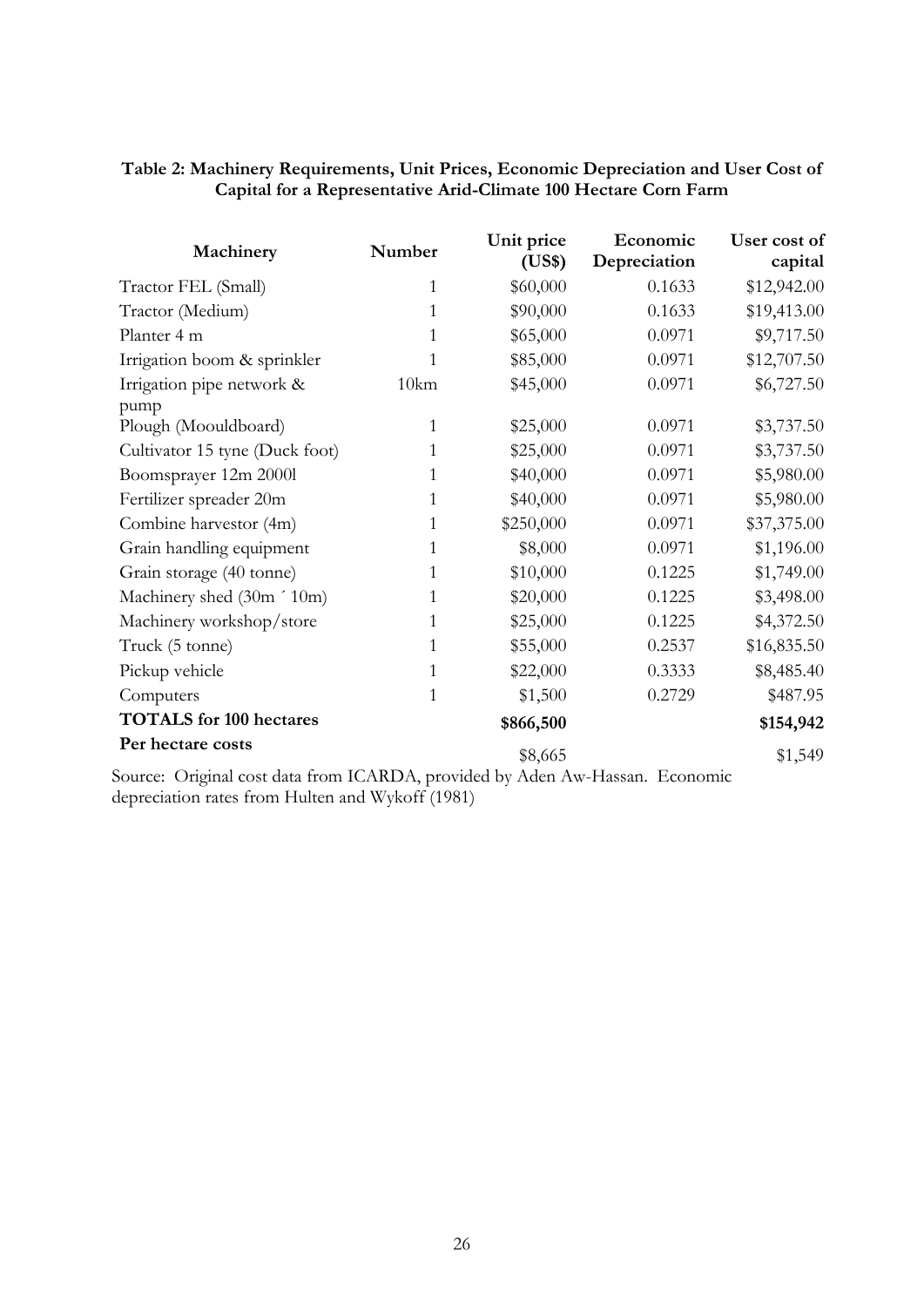**Table 2: Machinery Requirements, Unit Prices, Economic Depreciation and User Cost of Capital for a Representative Arid-Climate 100 Hectare Corn Farm**

| Machinery | Number | Unit price (US$) | Economic Depreciation | User cost of capital |
|---|---|---|---|---|
| Tractor FEL (Small) | 1 | $60,000 | 0.1633 | $12,942.00 |
| Tractor (Medium) | 1 | $90,000 | 0.1633 | $19,413.00 |
| Planter 4 m | 1 | $65,000 | 0.0971 | $9,717.50 |
| Irrigation boom & sprinkler | 1 | $85,000 | 0.0971 | $12,707.50 |
| Irrigation pipe network & pump | 10km | $45,000 | 0.0971 | $6,727.50 |
| Plough (Moouldboard) | 1 | $25,000 | 0.0971 | $3,737.50 |
| Cultivator 15 tyne (Duck foot) | 1 | $25,000 | 0.0971 | $3,737.50 |
| Boomsprayer 12m 2000l | 1 | $40,000 | 0.0971 | $5,980.00 |
| Fertilizer spreader 20m | 1 | $40,000 | 0.0971 | $5,980.00 |
| Combine harvestor (4m) | 1 | $250,000 | 0.0971 | $37,375.00 |
| Grain handling equipment | 1 | $8,000 | 0.0971 | $1,196.00 |
| Grain storage (40 tonne) | 1 | $10,000 | 0.1225 | $1,749.00 |
| Machinery shed (30m ´ 10m) | 1 | $20,000 | 0.1225 | $3,498.00 |
| Machinery workshop/store | 1 | $25,000 | 0.1225 | $4,372.50 |
| Truck (5 tonne) | 1 | $55,000 | 0.2537 | $16,835.50 |
| Pickup vehicle | 1 | $22,000 | 0.3333 | $8,485.40 |
| Computers | 1 | $1,500 | 0.2729 | $487.95 |
| **TOTALS for 100 hectares** | | **$866,500** | | **$154,942** |
| **Per hectare costs** | | $8,665 | | $1,549 |

Source: Original cost data from ICARDA, provided by Aden Aw-Hassan. Economic depreciation rates from Hulten and Wykoff (1981)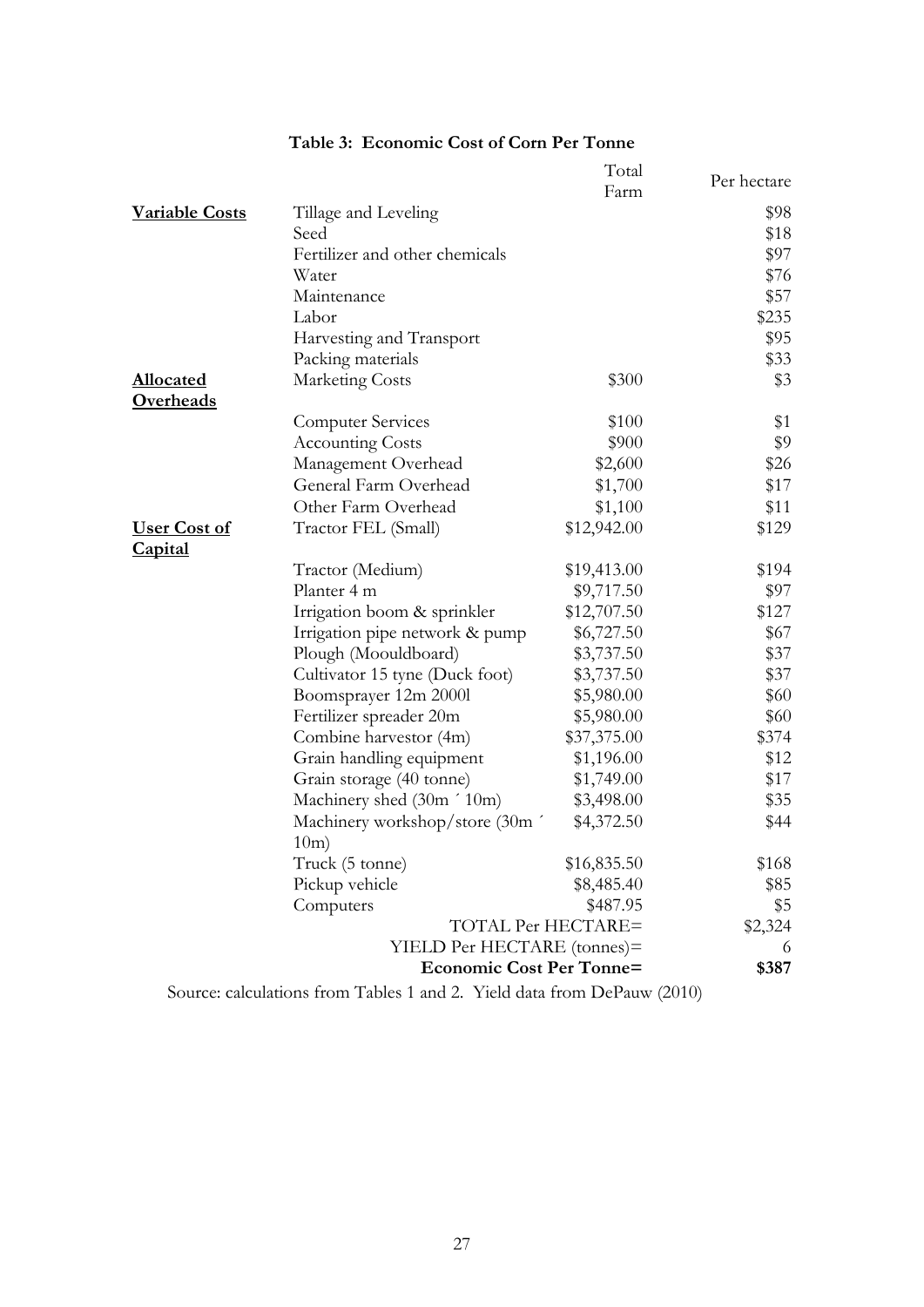**Table 3: Economic Cost of Corn Per Tonne**

| | | Total Farm | Per hectare |
|---|---|---|---|
| **Variable Costs** | Tillage and Leveling | | $98 |
| | Seed | | $18 |
| | Fertilizer and other chemicals | | $97 |
| | Water | | $76 |
| | Maintenance | | $57 |
| | Labor | | $235 |
| | Harvesting and Transport | | $95 |
| | Packing materials | | $33 |
| **Allocated Overheads** | Marketing Costs | $300 | $3 |
| | Computer Services | $100 | $1 |
| | Accounting Costs | $900 | $9 |
| | Management Overhead | $2,600 | $26 |
| | General Farm Overhead | $1,700 | $17 |
| | Other Farm Overhead | $1,100 | $11 |
| **User Cost of Capital** | Tractor FEL (Small) | $12,942.00 | $129 |
| | Tractor (Medium) | $19,413.00 | $194 |
| | Planter 4 m | $9,717.50 | $97 |
| | Irrigation boom & sprinkler | $12,707.50 | $127 |
| | Irrigation pipe network & pump | $6,727.50 | $67 |
| | Plough (Moouldboard) | $3,737.50 | $37 |
| | Cultivator 15 tyne (Duck foot) | $3,737.50 | $37 |
| | Boomsprayer 12m 2000l | $5,980.00 | $60 |
| | Fertilizer spreader 20m | $5,980.00 | $60 |
| | Combine harvestor (4m) | $37,375.00 | $374 |
| | Grain handling equipment | $1,196.00 | $12 |
| | Grain storage (40 tonne) | $1,749.00 | $17 |
| | Machinery shed (30m ´ 10m) | $3,498.00 | $35 |
| | Machinery workshop/store (30m ´ 10m) | $4,372.50 | $44 |
| | Truck (5 tonne) | $16,835.50 | $168 |
| | Pickup vehicle | $8,485.40 | $85 |
| | Computers | $487.95 | $5 |
| | | TOTAL Per HECTARE= | $2,324 |
| | | YIELD Per HECTARE (tonnes)= | 6 |
| | | **Economic Cost Per Tonne=** | **$387** |

Source: calculations from Tables 1 and 2. Yield data from DePauw (2010)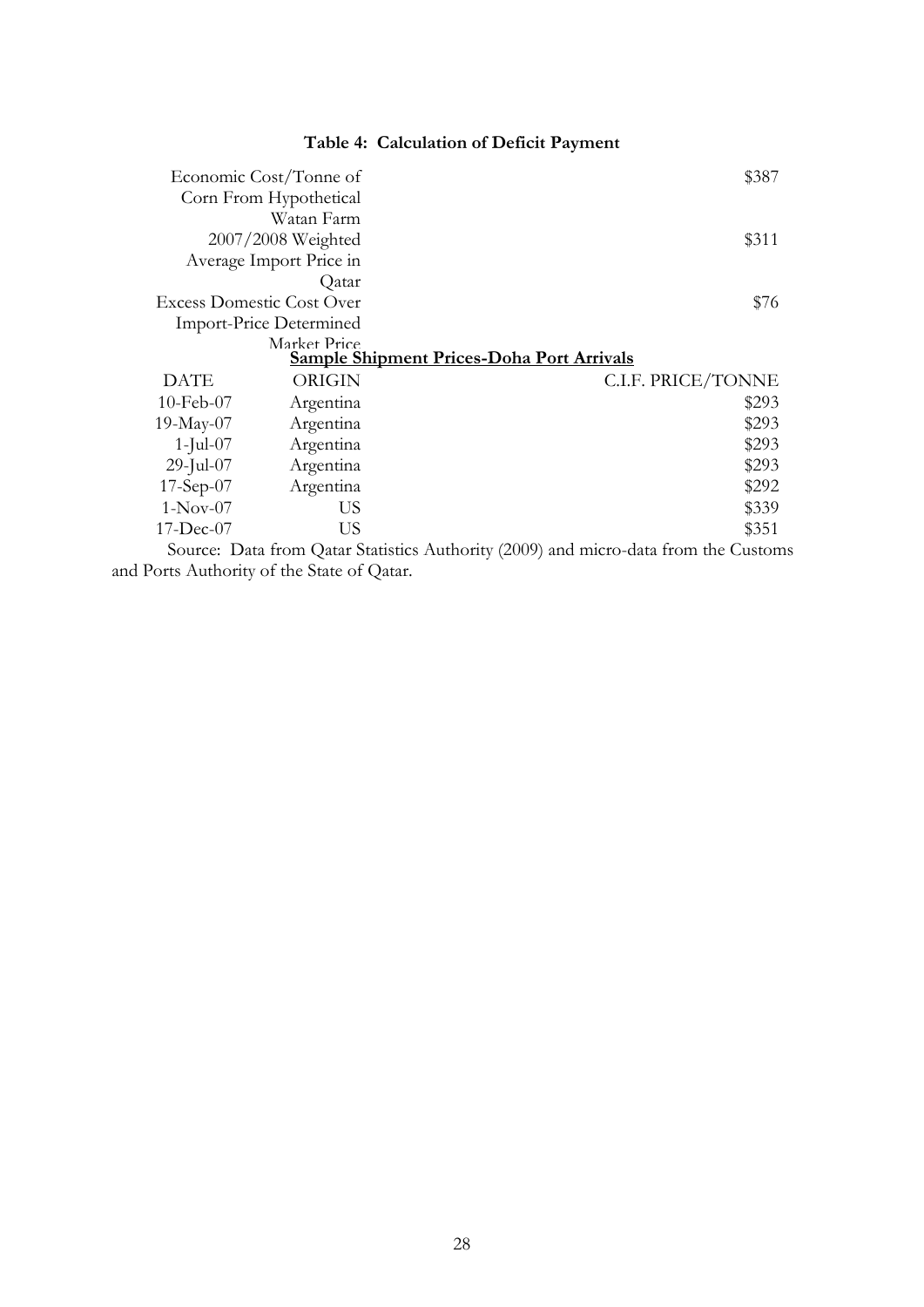**Table 4: Calculation of Deficit Payment**

| | |
|---|---|
| Economic Cost/Tonne of Corn From Hypothetical Watan Farm | $387 |
| 2007/2008 Weighted Average Import Price in Qatar | $311 |
| Excess Domestic Cost Over Import-Price Determined Market Price | $76 |

**Sample Shipment Prices-Doha Port Arrivals**

| DATE | ORIGIN | C.I.F. PRICE/TONNE |
|---|---|---|
| 10-Feb-07 | Argentina | $293 |
| 19-May-07 | Argentina | $293 |
| 1-Jul-07 | Argentina | $293 |
| 29-Jul-07 | Argentina | $293 |
| 17-Sep-07 | Argentina | $292 |
| 1-Nov-07 | US | $339 |
| 17-Dec-07 | US | $351 |

Source: Data from Qatar Statistics Authority (2009) and micro-data from the Customs and Ports Authority of the State of Qatar.